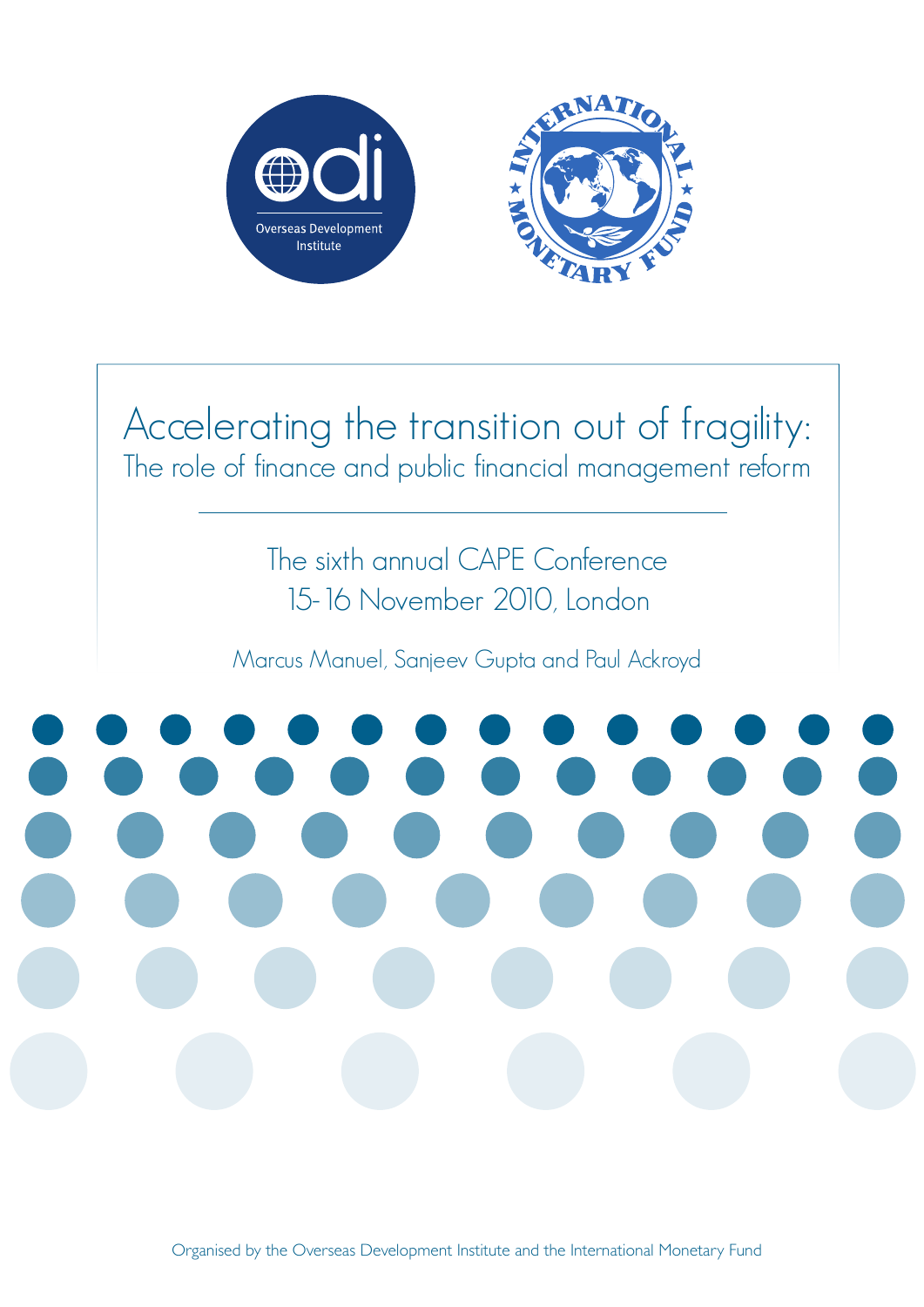# Accelerating the transition out of fragility:

## The role of finance and public financial management reform

The sixth annual CAPE Conference
15-16 November 2010, London

Marcus Manuel, Sanjeev Gupta and Paul Ackroyd

Organised by the Overseas Development Institute and the International Monetary Fund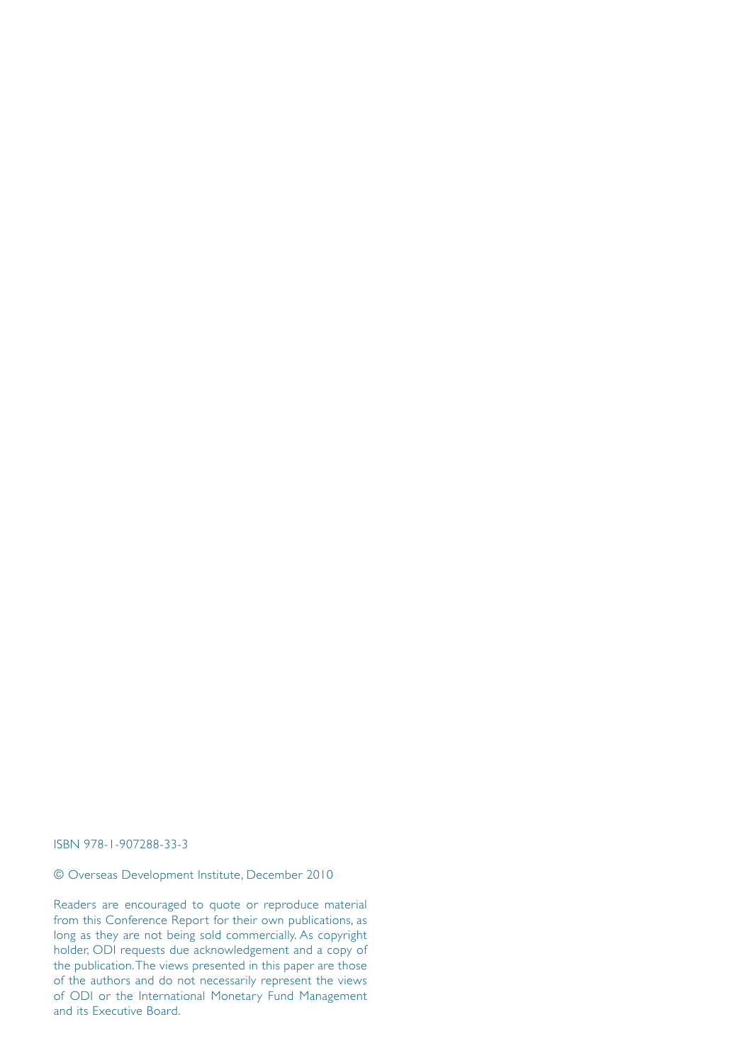ISBN 978-1-907288-33-3

© Overseas Development Institute, December 2010

Readers are encouraged to quote or reproduce material from this Conference Report for their own publications, as long as they are not being sold commercially. As copyright holder, ODI requests due acknowledgement and a copy of the publication. The views presented in this paper are those of the authors and do not necessarily represent the views of ODI or the International Monetary Fund Management and its Executive Board.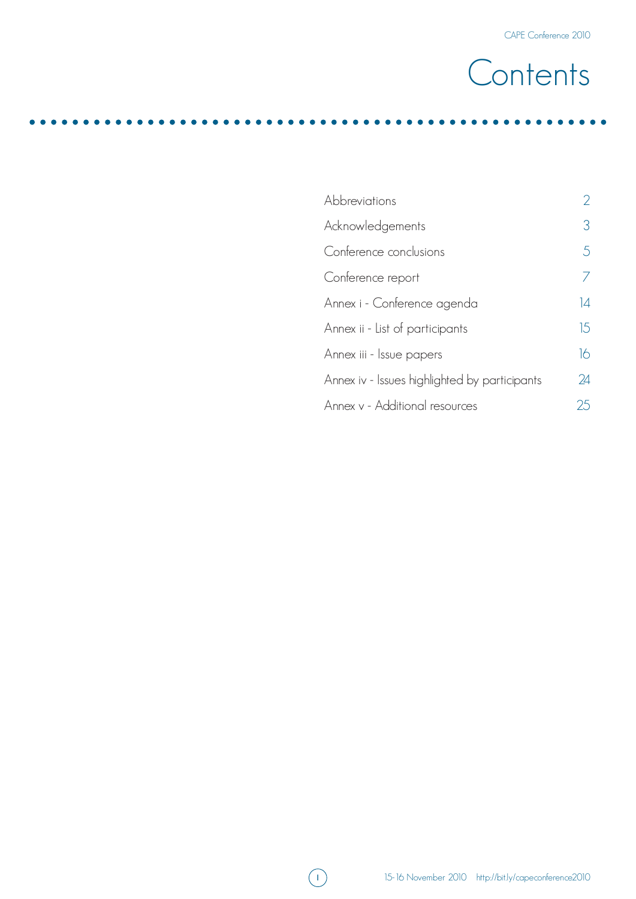# Contents

| | |
|---|---|
| Abbreviations | 2 |
| Acknowledgements | 3 |
| Conference conclusions | 5 |
| Conference report | 7 |
| Annex i - Conference agenda | 14 |
| Annex ii - List of participants | 15 |
| Annex iii - Issue papers | 16 |
| Annex iv - Issues highlighted by participants | 24 |
| Annex v - Additional resources | 25 |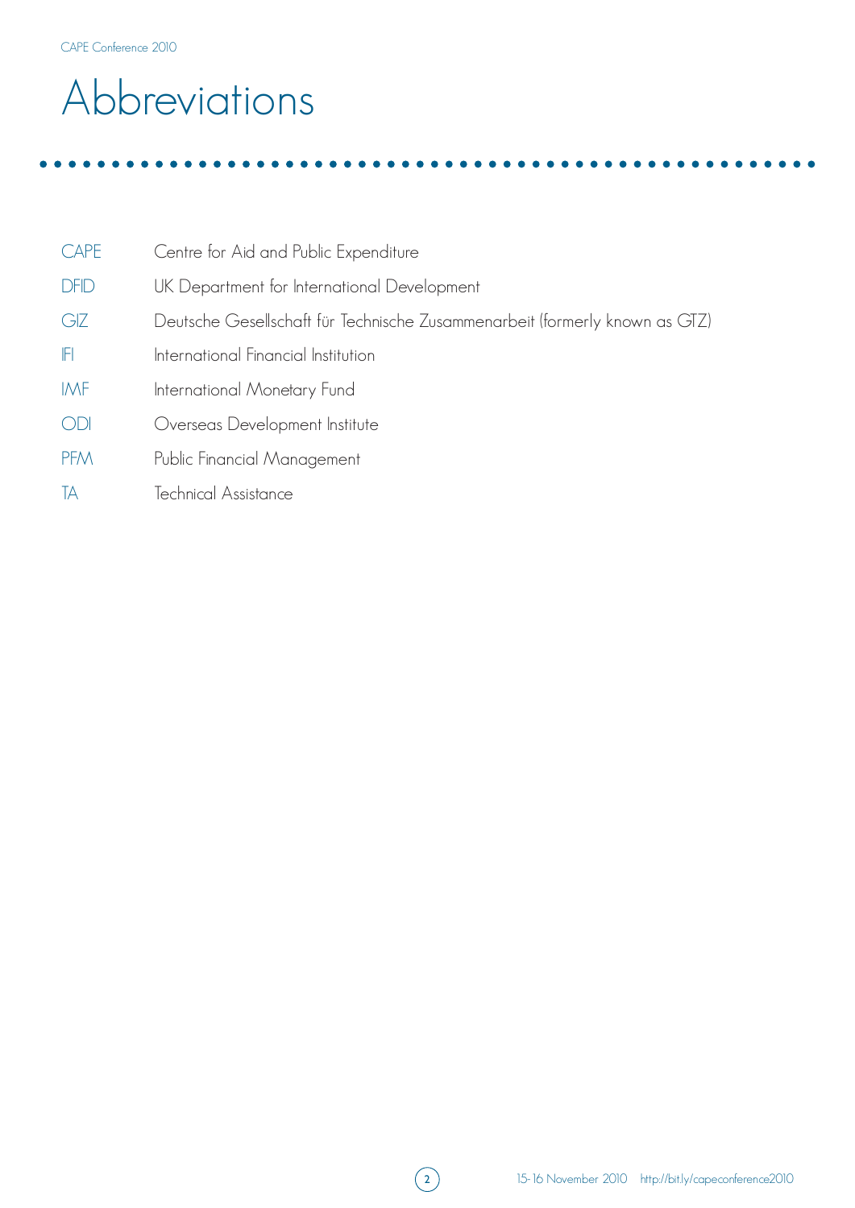# Abbreviations

| | |
|---|---|
| CAPE | Centre for Aid and Public Expenditure |
| DFID | UK Department for International Development |
| GIZ | Deutsche Gesellschaft für Technische Zusammenarbeit (formerly known as GTZ) |
| IFI | International Financial Institution |
| IMF | International Monetary Fund |
| ODI | Overseas Development Institute |
| PFM | Public Financial Management |
| TA | Technical Assistance |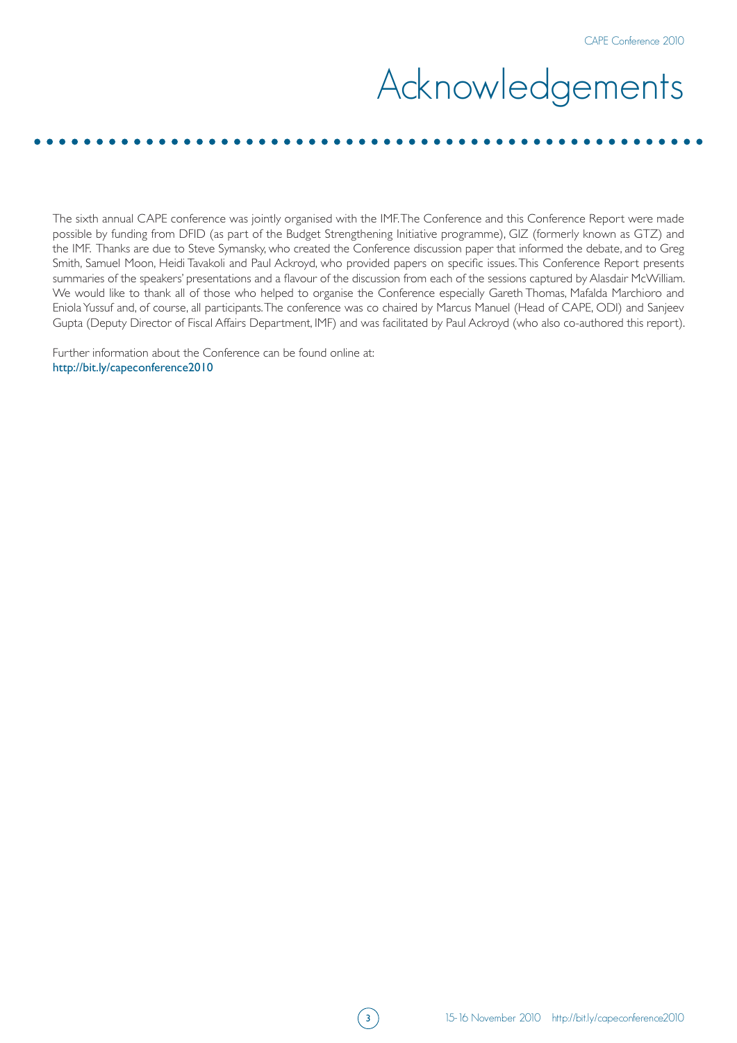# Acknowledgements

The sixth annual CAPE conference was jointly organised with the IMF. The Conference and this Conference Report were made possible by funding from DFID (as part of the Budget Strengthening Initiative programme), GIZ (formerly known as GTZ) and the IMF. Thanks are due to Steve Symansky, who created the Conference discussion paper that informed the debate, and to Greg Smith, Samuel Moon, Heidi Tavakoli and Paul Ackroyd, who provided papers on specific issues. This Conference Report presents summaries of the speakers' presentations and a flavour of the discussion from each of the sessions captured by Alasdair McWilliam. We would like to thank all of those who helped to organise the Conference especially Gareth Thomas, Mafalda Marchioro and Eniola Yussuf and, of course, all participants. The conference was co chaired by Marcus Manuel (Head of CAPE, ODI) and Sanjeev Gupta (Deputy Director of Fiscal Affairs Department, IMF) and was facilitated by Paul Ackroyd (who also co-authored this report).

Further information about the Conference can be found online at:
http://bit.ly/capeconference2010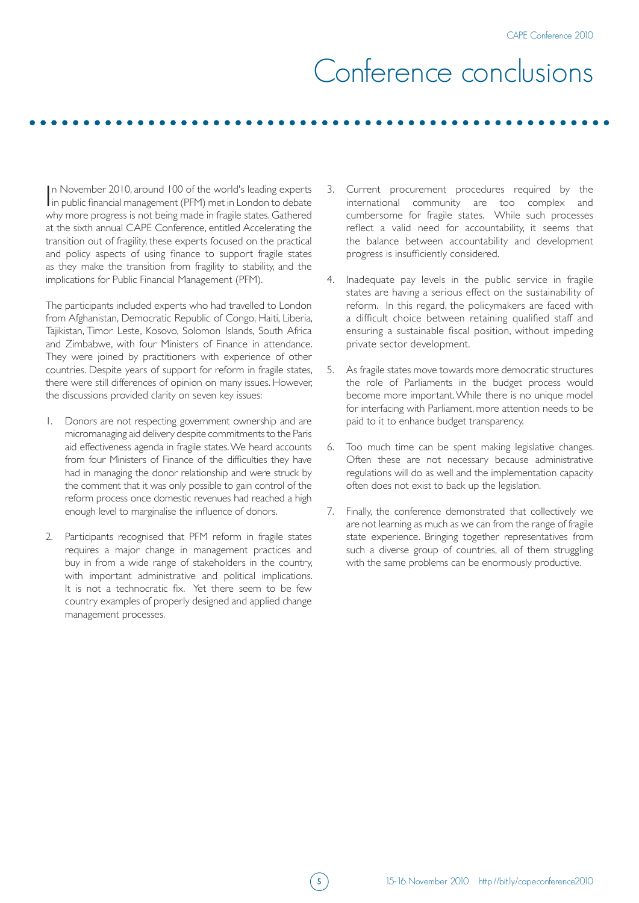# Conference conclusions

In November 2010, around 100 of the world's leading experts in public financial management (PFM) met in London to debate why more progress is not being made in fragile states. Gathered at the sixth annual CAPE Conference, entitled Accelerating the transition out of fragility, these experts focused on the practical and policy aspects of using finance to support fragile states as they make the transition from fragility to stability, and the implications for Public Financial Management (PFM).

The participants included experts who had travelled to London from Afghanistan, Democratic Republic of Congo, Haiti, Liberia, Tajikistan, Timor Leste, Kosovo, Solomon Islands, South Africa and Zimbabwe, with four Ministers of Finance in attendance. They were joined by practitioners with experience of other countries. Despite years of support for reform in fragile states, there were still differences of opinion on many issues. However, the discussions provided clarity on seven key issues:

1. Donors are not respecting government ownership and are micromanaging aid delivery despite commitments to the Paris aid effectiveness agenda in fragile states. We heard accounts from four Ministers of Finance of the difficulties they have had in managing the donor relationship and were struck by the comment that it was only possible to gain control of the reform process once domestic revenues had reached a high enough level to marginalise the influence of donors.

2. Participants recognised that PFM reform in fragile states requires a major change in management practices and buy in from a wide range of stakeholders in the country, with important administrative and political implications. It is not a technocratic fix. Yet there seem to be few country examples of properly designed and applied change management processes.

3. Current procurement procedures required by the international community are too complex and cumbersome for fragile states. While such processes reflect a valid need for accountability, it seems that the balance between accountability and development progress is insufficiently considered.

4. Inadequate pay levels in the public service in fragile states are having a serious effect on the sustainability of reform. In this regard, the policymakers are faced with a difficult choice between retaining qualified staff and ensuring a sustainable fiscal position, without impeding private sector development.

5. As fragile states move towards more democratic structures the role of Parliaments in the budget process would become more important. While there is no unique model for interfacing with Parliament, more attention needs to be paid to it to enhance budget transparency.

6. Too much time can be spent making legislative changes. Often these are not necessary because administrative regulations will do as well and the implementation capacity often does not exist to back up the legislation.

7. Finally, the conference demonstrated that collectively we are not learning as much as we can from the range of fragile state experience. Bringing together representatives from such a diverse group of countries, all of them struggling with the same problems can be enormously productive.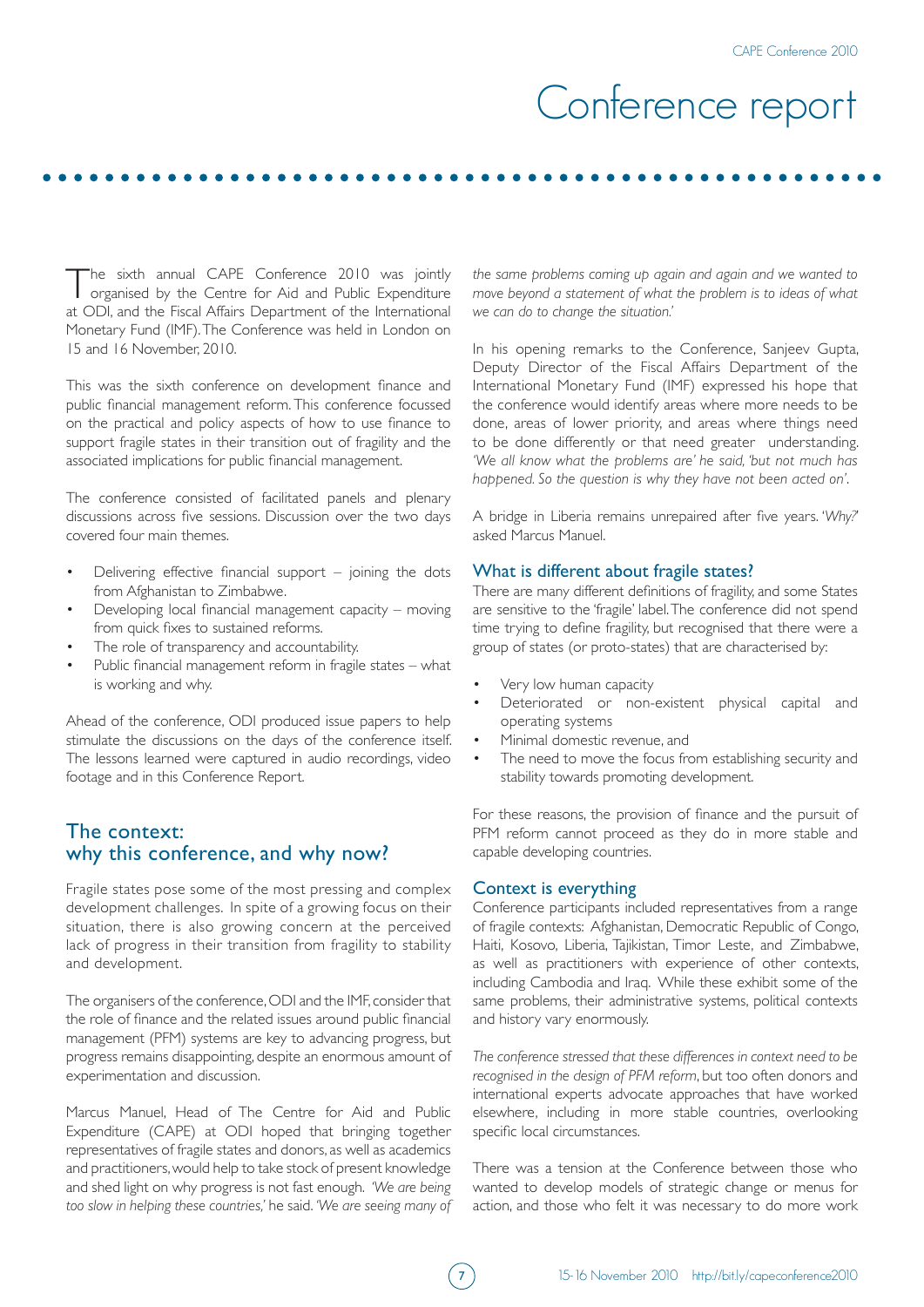# Conference report

The sixth annual CAPE Conference 2010 was jointly organised by the Centre for Aid and Public Expenditure at ODI, and the Fiscal Affairs Department of the International Monetary Fund (IMF). The Conference was held in London on 15 and 16 November, 2010.

This was the sixth conference on development finance and public financial management reform. This conference focussed on the practical and policy aspects of how to use finance to support fragile states in their transition out of fragility and the associated implications for public financial management.

The conference consisted of facilitated panels and plenary discussions across five sessions. Discussion over the two days covered four main themes.

- Delivering effective financial support – joining the dots from Afghanistan to Zimbabwe.
- Developing local financial management capacity – moving from quick fixes to sustained reforms.
- The role of transparency and accountability.
- Public financial management reform in fragile states – what is working and why.

Ahead of the conference, ODI produced issue papers to help stimulate the discussions on the days of the conference itself. The lessons learned were captured in audio recordings, video footage and in this Conference Report.

## The context: why this conference, and why now?

Fragile states pose some of the most pressing and complex development challenges. In spite of a growing focus on their situation, there is also growing concern at the perceived lack of progress in their transition from fragility to stability and development.

The organisers of the conference, ODI and the IMF, consider that the role of finance and the related issues around public financial management (PFM) systems are key to advancing progress, but progress remains disappointing, despite an enormous amount of experimentation and discussion.

Marcus Manuel, Head of The Centre for Aid and Public Expenditure (CAPE) at ODI hoped that bringing together representatives of fragile states and donors, as well as academics and practitioners, would help to take stock of present knowledge and shed light on why progress is not fast enough. *'We are being too slow in helping these countries,'* he said. *'We are seeing many of the same problems coming up again and again and we wanted to move beyond a statement of what the problem is to ideas of what we can do to change the situation.'*

In his opening remarks to the Conference, Sanjeev Gupta, Deputy Director of the Fiscal Affairs Department of the International Monetary Fund (IMF) expressed his hope that the conference would identify areas where more needs to be done, areas of lower priority, and areas where things need to be done differently or that need greater understanding. *'We all know what the problems are' he said, 'but not much has happened. So the question is why they have not been acted on'.*

A bridge in Liberia remains unrepaired after five years. '*Why?*' asked Marcus Manuel.

### What is different about fragile states?

There are many different definitions of fragility, and some States are sensitive to the 'fragile' label. The conference did not spend time trying to define fragility, but recognised that there were a group of states (or proto-states) that are characterised by:

- Very low human capacity
- Deteriorated or non-existent physical capital and operating systems
- Minimal domestic revenue, and
- The need to move the focus from establishing security and stability towards promoting development.

For these reasons, the provision of finance and the pursuit of PFM reform cannot proceed as they do in more stable and capable developing countries.

### Context is everything

Conference participants included representatives from a range of fragile contexts: Afghanistan, Democratic Republic of Congo, Haiti, Kosovo, Liberia, Tajikistan, Timor Leste, and Zimbabwe, as well as practitioners with experience of other contexts, including Cambodia and Iraq. While these exhibit some of the same problems, their administrative systems, political contexts and history vary enormously.

*The conference stressed that these differences in context need to be recognised in the design of PFM reform*, but too often donors and international experts advocate approaches that have worked elsewhere, including in more stable countries, overlooking specific local circumstances.

There was a tension at the Conference between those who wanted to develop models of strategic change or menus for action, and those who felt it was necessary to do more work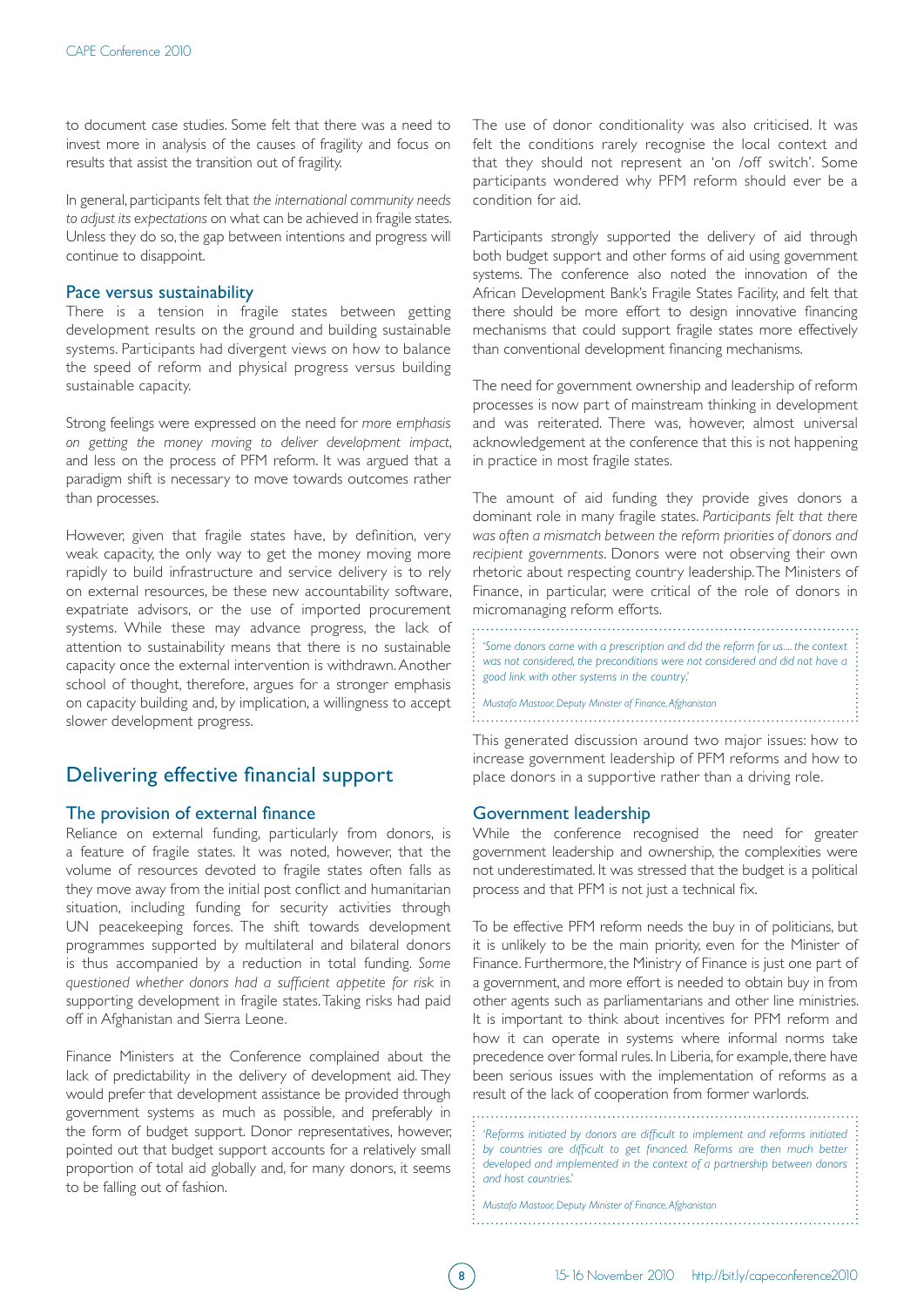to document case studies. Some felt that there was a need to invest more in analysis of the causes of fragility and focus on results that assist the transition out of fragility.

In general, participants felt that *the international community needs to adjust its expectations* on what can be achieved in fragile states. Unless they do so, the gap between intentions and progress will continue to disappoint.

### Pace versus sustainability

There is a tension in fragile states between getting development results on the ground and building sustainable systems. Participants had divergent views on how to balance the speed of reform and physical progress versus building sustainable capacity.

Strong feelings were expressed on the need for *more emphasis on getting the money moving to deliver development impact*, and less on the process of PFM reform. It was argued that a paradigm shift is necessary to move towards outcomes rather than processes.

However, given that fragile states have, by definition, very weak capacity, the only way to get the money moving more rapidly to build infrastructure and service delivery is to rely on external resources, be these new accountability software, expatriate advisors, or the use of imported procurement systems. While these may advance progress, the lack of attention to sustainability means that there is no sustainable capacity once the external intervention is withdrawn. Another school of thought, therefore, argues for a stronger emphasis on capacity building and, by implication, a willingness to accept slower development progress.

## Delivering effective financial support

### The provision of external finance

Reliance on external funding, particularly from donors, is a feature of fragile states. It was noted, however, that the volume of resources devoted to fragile states often falls as they move away from the initial post conflict and humanitarian situation, including funding for security activities through UN peacekeeping forces. The shift towards development programmes supported by multilateral and bilateral donors is thus accompanied by a reduction in total funding. *Some questioned whether donors had a sufficient appetite for risk* in supporting development in fragile states. Taking risks had paid off in Afghanistan and Sierra Leone.

Finance Ministers at the Conference complained about the lack of predictability in the delivery of development aid. They would prefer that development assistance be provided through government systems as much as possible, and preferably in the form of budget support. Donor representatives, however, pointed out that budget support accounts for a relatively small proportion of total aid globally and, for many donors, it seems to be falling out of fashion.

The use of donor conditionality was also criticised. It was felt the conditions rarely recognise the local context and that they should not represent an 'on /off switch'. Some participants wondered why PFM reform should ever be a condition for aid.

Participants strongly supported the delivery of aid through both budget support and other forms of aid using government systems. The conference also noted the innovation of the African Development Bank's Fragile States Facility, and felt that there should be more effort to design innovative financing mechanisms that could support fragile states more effectively than conventional development financing mechanisms.

The need for government ownership and leadership of reform processes is now part of mainstream thinking in development and was reiterated. There was, however, almost universal acknowledgement at the conference that this is not happening in practice in most fragile states.

The amount of aid funding they provide gives donors a dominant role in many fragile states. *Participants felt that there was often a mismatch between the reform priorities of donors and recipient governments*. Donors were not observing their own rhetoric about respecting country leadership. The Ministers of Finance, in particular, were critical of the role of donors in micromanaging reform efforts.

> *'Some donors came with a prescription and did the reform for us.... the context was not considered, the preconditions were not considered and did not have a good link with other systems in the country.'*
>
> *Mustafa Mastoor, Deputy Minister of Finance, Afghanistan*

This generated discussion around two major issues: how to increase government leadership of PFM reforms and how to place donors in a supportive rather than a driving role.

### Government leadership

While the conference recognised the need for greater government leadership and ownership, the complexities were not underestimated. It was stressed that the budget is a political process and that PFM is not just a technical fix.

To be effective PFM reform needs the buy in of politicians, but it is unlikely to be the main priority, even for the Minister of Finance. Furthermore, the Ministry of Finance is just one part of a government, and more effort is needed to obtain buy in from other agents such as parliamentarians and other line ministries. It is important to think about incentives for PFM reform and how it can operate in systems where informal norms take precedence over formal rules. In Liberia, for example, there have been serious issues with the implementation of reforms as a result of the lack of cooperation from former warlords.

> *'Reforms initiated by donors are difficult to implement and reforms initiated by countries are difficult to get financed. Reforms are then much better developed and implemented in the context of a partnership between donors and host countries.'*
>
> *Mustafa Mastoor, Deputy Minister of Finance, Afghanistan*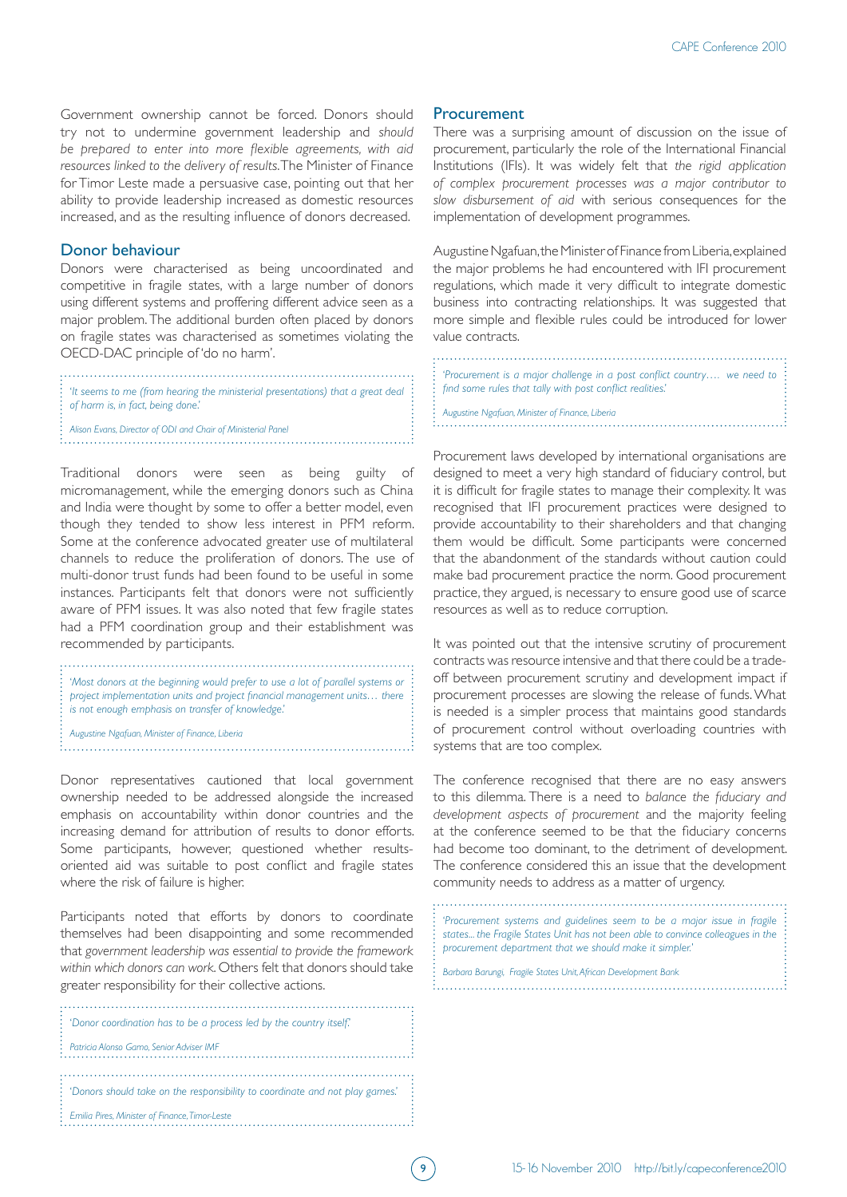Government ownership cannot be forced. Donors should try not to undermine government leadership and *should be prepared to enter into more flexible agreements, with aid resources linked to the delivery of results*. The Minister of Finance for Timor Leste made a persuasive case, pointing out that her ability to provide leadership increased as domestic resources increased, and as the resulting influence of donors decreased.

## Donor behaviour

Donors were characterised as being uncoordinated and competitive in fragile states, with a large number of donors using different systems and proffering different advice seen as a major problem. The additional burden often placed by donors on fragile states was characterised as sometimes violating the OECD-DAC principle of 'do no harm'.

> *'It seems to me (from hearing the ministerial presentations) that a great deal of harm is, in fact, being done.'*
>
> *Alison Evans, Director of ODI and Chair of Ministerial Panel*

Traditional donors were seen as being guilty of micromanagement, while the emerging donors such as China and India were thought by some to offer a better model, even though they tended to show less interest in PFM reform. Some at the conference advocated greater use of multilateral channels to reduce the proliferation of donors. The use of multi-donor trust funds had been found to be useful in some instances. Participants felt that donors were not sufficiently aware of PFM issues. It was also noted that few fragile states had a PFM coordination group and their establishment was recommended by participants.

> *'Most donors at the beginning would prefer to use a lot of parallel systems or project implementation units and project financial management units… there is not enough emphasis on transfer of knowledge.'*
>
> *Augustine Ngafuan, Minister of Finance, Liberia*

Donor representatives cautioned that local government ownership needed to be addressed alongside the increased emphasis on accountability within donor countries and the increasing demand for attribution of results to donor efforts. Some participants, however, questioned whether results-oriented aid was suitable to post conflict and fragile states where the risk of failure is higher.

Participants noted that efforts by donors to coordinate themselves had been disappointing and some recommended that *government leadership was essential to provide the framework within which donors can work*. Others felt that donors should take greater responsibility for their collective actions.

> *'Donor coordination has to be a process led by the country itself.'*
>
> *Patricia Alonso Gamo, Senior Adviser IMF*

> *'Donors should take on the responsibility to coordinate and not play games.'*
>
> *Emilia Pires, Minister of Finance, Timor-Leste*

## Procurement

There was a surprising amount of discussion on the issue of procurement, particularly the role of the International Financial Institutions (IFIs). It was widely felt that *the rigid application of complex procurement processes was a major contributor to slow disbursement of aid* with serious consequences for the implementation of development programmes.

Augustine Ngafuan, the Minister of Finance from Liberia, explained the major problems he had encountered with IFI procurement regulations, which made it very difficult to integrate domestic business into contracting relationships. It was suggested that more simple and flexible rules could be introduced for lower value contracts.

> *'Procurement is a major challenge in a post conflict country…. we need to find some rules that tally with post conflict realities.'*
>
> *Augustine Ngafuan, Minister of Finance, Liberia*

Procurement laws developed by international organisations are designed to meet a very high standard of fiduciary control, but it is difficult for fragile states to manage their complexity. It was recognised that IFI procurement practices were designed to provide accountability to their shareholders and that changing them would be difficult. Some participants were concerned that the abandonment of the standards without caution could make bad procurement practice the norm. Good procurement practice, they argued, is necessary to ensure good use of scarce resources as well as to reduce corruption.

It was pointed out that the intensive scrutiny of procurement contracts was resource intensive and that there could be a trade-off between procurement scrutiny and development impact if procurement processes are slowing the release of funds. What is needed is a simpler process that maintains good standards of procurement control without overloading countries with systems that are too complex.

The conference recognised that there are no easy answers to this dilemma. There is a need to *balance the fiduciary and development aspects of procurement* and the majority feeling at the conference seemed to be that the fiduciary concerns had become too dominant, to the detriment of development. The conference considered this an issue that the development community needs to address as a matter of urgency.

> *'Procurement systems and guidelines seem to be a major issue in fragile states... the Fragile States Unit has not been able to convince colleagues in the procurement department that we should make it simpler.'*
>
> *Barbara Barungi, Fragile States Unit, African Development Bank*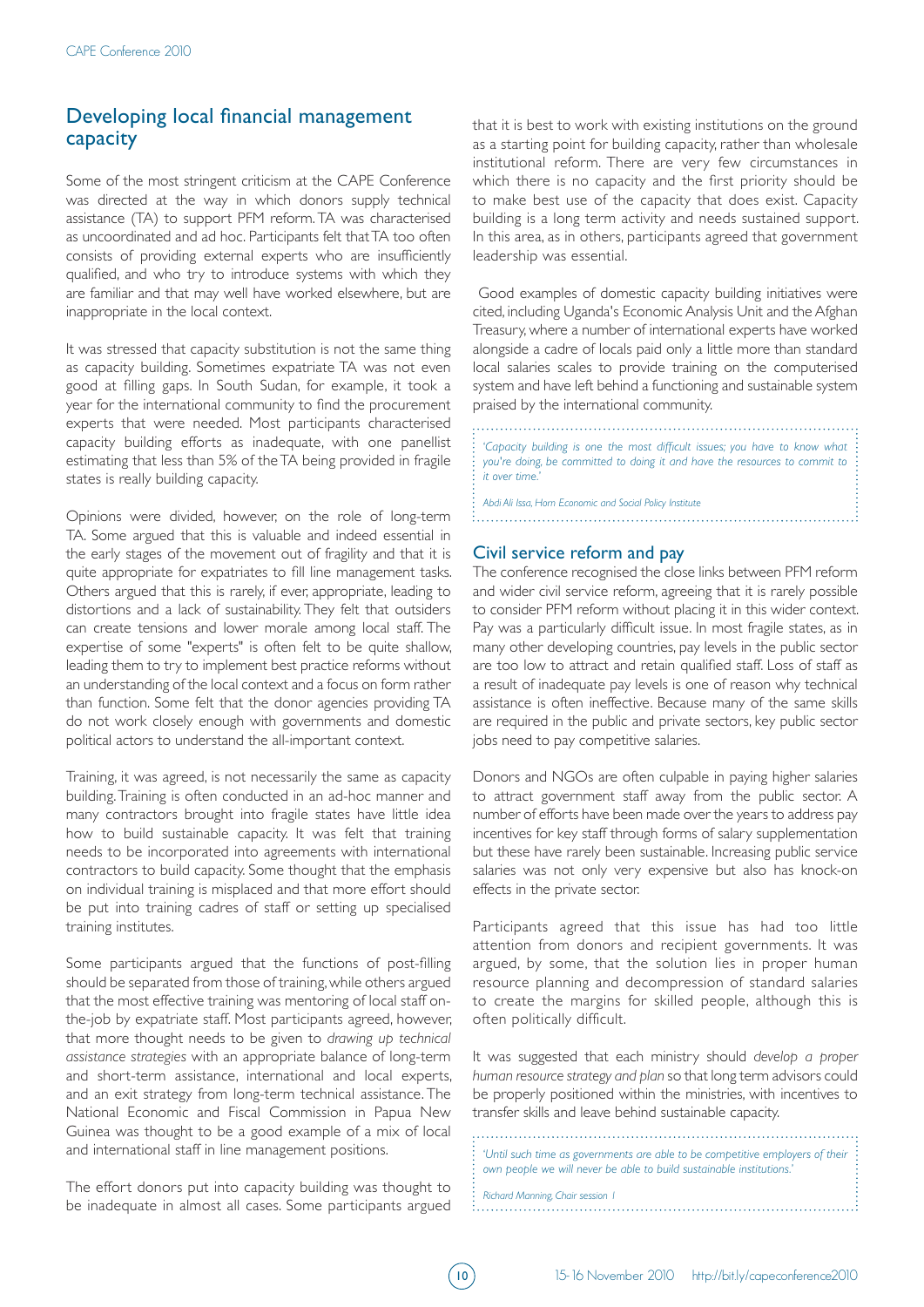## Developing local financial management capacity

Some of the most stringent criticism at the CAPE Conference was directed at the way in which donors supply technical assistance (TA) to support PFM reform. TA was characterised as uncoordinated and ad hoc. Participants felt that TA too often consists of providing external experts who are insufficiently qualified, and who try to introduce systems with which they are familiar and that may well have worked elsewhere, but are inappropriate in the local context.

It was stressed that capacity substitution is not the same thing as capacity building. Sometimes expatriate TA was not even good at filling gaps. In South Sudan, for example, it took a year for the international community to find the procurement experts that were needed. Most participants characterised capacity building efforts as inadequate, with one panellist estimating that less than 5% of the TA being provided in fragile states is really building capacity.

Opinions were divided, however, on the role of long-term TA. Some argued that this is valuable and indeed essential in the early stages of the movement out of fragility and that it is quite appropriate for expatriates to fill line management tasks. Others argued that this is rarely, if ever, appropriate, leading to distortions and a lack of sustainability. They felt that outsiders can create tensions and lower morale among local staff. The expertise of some "experts" is often felt to be quite shallow, leading them to try to implement best practice reforms without an understanding of the local context and a focus on form rather than function. Some felt that the donor agencies providing TA do not work closely enough with governments and domestic political actors to understand the all-important context.

Training, it was agreed, is not necessarily the same as capacity building. Training is often conducted in an ad-hoc manner and many contractors brought into fragile states have little idea how to build sustainable capacity. It was felt that training needs to be incorporated into agreements with international contractors to build capacity. Some thought that the emphasis on individual training is misplaced and that more effort should be put into training cadres of staff or setting up specialised training institutes.

Some participants argued that the functions of post-filling should be separated from those of training, while others argued that the most effective training was mentoring of local staff on-the-job by expatriate staff. Most participants agreed, however, that more thought needs to be given to *drawing up technical assistance strategies* with an appropriate balance of long-term and short-term assistance, international and local experts, and an exit strategy from long-term technical assistance. The National Economic and Fiscal Commission in Papua New Guinea was thought to be a good example of a mix of local and international staff in line management positions.

The effort donors put into capacity building was thought to be inadequate in almost all cases. Some participants argued that it is best to work with existing institutions on the ground as a starting point for building capacity, rather than wholesale institutional reform. There are very few circumstances in which there is no capacity and the first priority should be to make best use of the capacity that does exist. Capacity building is a long term activity and needs sustained support. In this area, as in others, participants agreed that government leadership was essential.

Good examples of domestic capacity building initiatives were cited, including Uganda's Economic Analysis Unit and the Afghan Treasury, where a number of international experts have worked alongside a cadre of locals paid only a little more than standard local salaries scales to provide training on the computerised system and have left behind a functioning and sustainable system praised by the international community.

> *'Capacity building is one the most difficult issues; you have to know what you're doing, be committed to doing it and have the resources to commit to it over time.'*
>
> *Abdi Ali Issa, Horn Economic and Social Policy Institute*

### Civil service reform and pay

The conference recognised the close links between PFM reform and wider civil service reform, agreeing that it is rarely possible to consider PFM reform without placing it in this wider context. Pay was a particularly difficult issue. In most fragile states, as in many other developing countries, pay levels in the public sector are too low to attract and retain qualified staff. Loss of staff as a result of inadequate pay levels is one of reason why technical assistance is often ineffective. Because many of the same skills are required in the public and private sectors, key public sector jobs need to pay competitive salaries.

Donors and NGOs are often culpable in paying higher salaries to attract government staff away from the public sector. A number of efforts have been made over the years to address pay incentives for key staff through forms of salary supplementation but these have rarely been sustainable. Increasing public service salaries was not only very expensive but also has knock-on effects in the private sector.

Participants agreed that this issue has had too little attention from donors and recipient governments. It was argued, by some, that the solution lies in proper human resource planning and decompression of standard salaries to create the margins for skilled people, although this is often politically difficult.

It was suggested that each ministry should *develop a proper human resource strategy and plan* so that long term advisors could be properly positioned within the ministries, with incentives to transfer skills and leave behind sustainable capacity.

> *'Until such time as governments are able to be competitive employers of their own people we will never be able to build sustainable institutions.'*
>
> *Richard Manning, Chair session 1*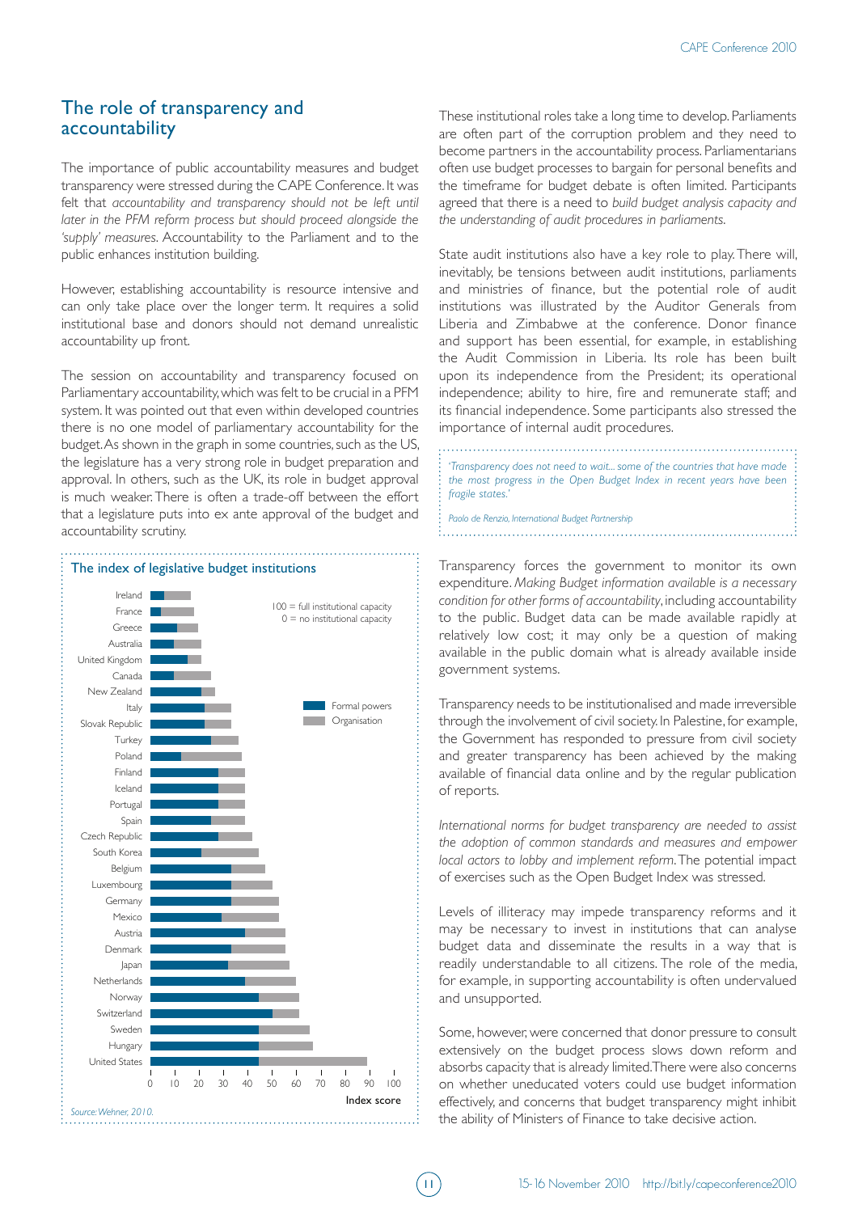## The role of transparency and accountability

The importance of public accountability measures and budget transparency were stressed during the CAPE Conference. It was felt that *accountability and transparency should not be left until later in the PFM reform process but should proceed alongside the 'supply' measures*. Accountability to the Parliament and to the public enhances institution building.

However, establishing accountability is resource intensive and can only take place over the longer term. It requires a solid institutional base and donors should not demand unrealistic accountability up front.

The session on accountability and transparency focused on Parliamentary accountability, which was felt to be crucial in a PFM system. It was pointed out that even within developed countries there is no one model of parliamentary accountability for the budget. As shown in the graph in some countries, such as the US, the legislature has a very strong role in budget preparation and approval. In others, such as the UK, its role in budget approval is much weaker. There is often a trade-off between the effort that a legislature puts into ex ante approval of the budget and accountability scrutiny.

**The index of legislative budget institutions**

100 = full institutional capacity
0 = no institutional capacity

Legend: Formal powers; Organisation

Countries (top to bottom): Ireland, France, Greece, Australia, United Kingdom, Canada, New Zealand, Italy, Slovak Republic, Turkey, Poland, Finland, Iceland, Portugal, Spain, Czech Republic, South Korea, Belgium, Luxembourg, Germany, Mexico, Austria, Denmark, Japan, Netherlands, Norway, Switzerland, Sweden, Hungary, United States

Index score (0–100)

*Source: Wehner, 2010.*

These institutional roles take a long time to develop. Parliaments are often part of the corruption problem and they need to become partners in the accountability process. Parliamentarians often use budget processes to bargain for personal benefits and the timeframe for budget debate is often limited. Participants agreed that there is a need to *build budget analysis capacity and the understanding of audit procedures in parliaments.*

State audit institutions also have a key role to play. There will, inevitably, be tensions between audit institutions, parliaments and ministries of finance, but the potential role of audit institutions was illustrated by the Auditor Generals from Liberia and Zimbabwe at the conference. Donor finance and support has been essential, for example, in establishing the Audit Commission in Liberia. Its role has been built upon its independence from the President; its operational independence; ability to hire, fire and remunerate staff; and its financial independence. Some participants also stressed the importance of internal audit procedures.

> *'Transparency does not need to wait... some of the countries that have made the most progress in the Open Budget Index in recent years have been fragile states.'*
>
> *Paolo de Renzio, International Budget Partnership*

Transparency forces the government to monitor its own expenditure. *Making Budget information available is a necessary condition for other forms of accountability*, including accountability to the public. Budget data can be made available rapidly at relatively low cost; it may only be a question of making available in the public domain what is already available inside government systems.

Transparency needs to be institutionalised and made irreversible through the involvement of civil society. In Palestine, for example, the Government has responded to pressure from civil society and greater transparency has been achieved by the making available of financial data online and by the regular publication of reports.

*International norms for budget transparency are needed to assist the adoption of common standards and measures and empower local actors to lobby and implement reform.* The potential impact of exercises such as the Open Budget Index was stressed.

Levels of illiteracy may impede transparency reforms and it may be necessary to invest in institutions that can analyse budget data and disseminate the results in a way that is readily understandable to all citizens. The role of the media, for example, in supporting accountability is often undervalued and unsupported.

Some, however, were concerned that donor pressure to consult extensively on the budget process slows down reform and absorbs capacity that is already limited. There were also concerns on whether uneducated voters could use budget information effectively, and concerns that budget transparency might inhibit the ability of Ministers of Finance to take decisive action.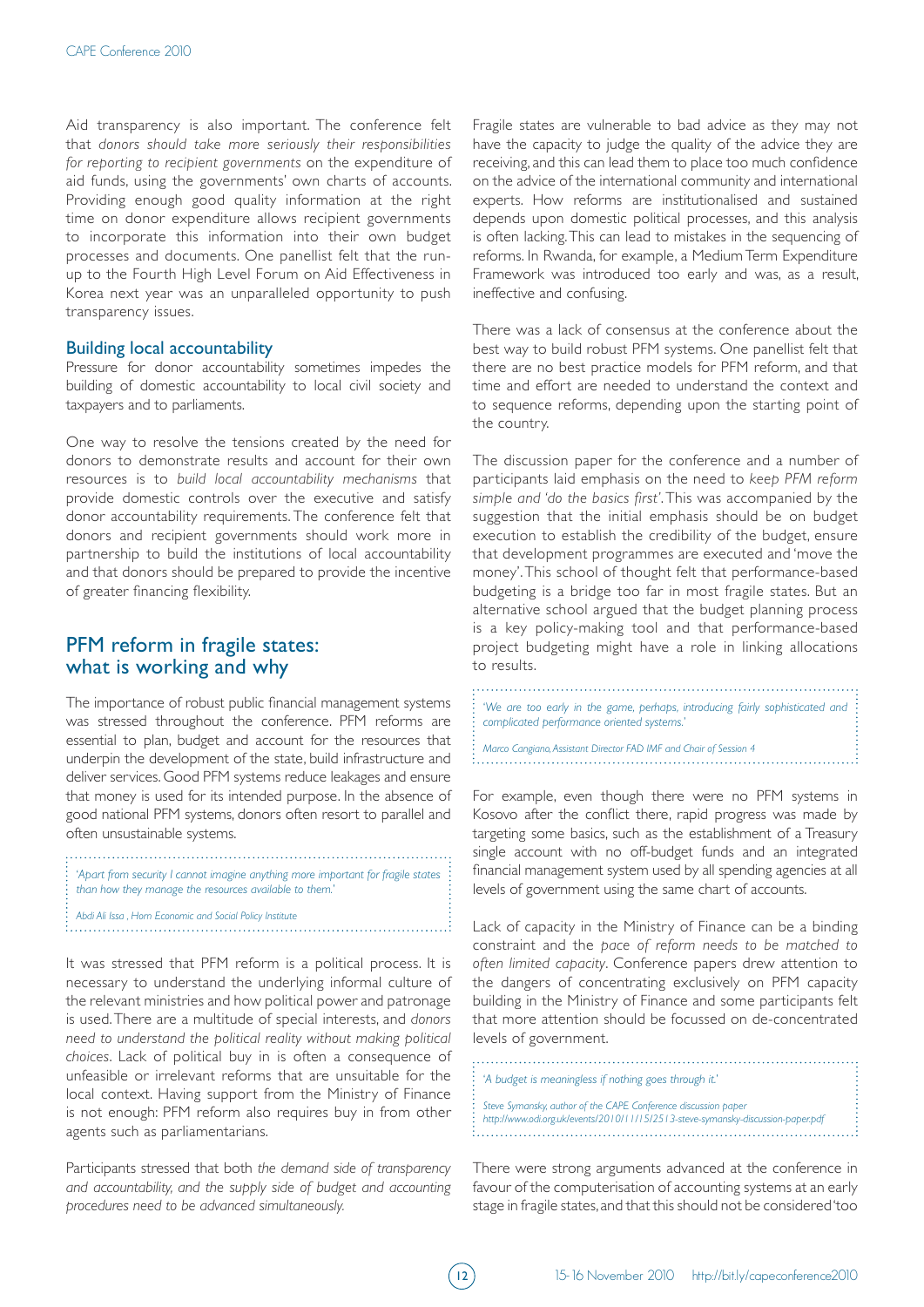Aid transparency is also important. The conference felt that *donors should take more seriously their responsibilities for reporting to recipient governments* on the expenditure of aid funds, using the governments' own charts of accounts. Providing enough good quality information at the right time on donor expenditure allows recipient governments to incorporate this information into their own budget processes and documents. One panellist felt that the run-up to the Fourth High Level Forum on Aid Effectiveness in Korea next year was an unparalleled opportunity to push transparency issues.

### Building local accountability

Pressure for donor accountability sometimes impedes the building of domestic accountability to local civil society and taxpayers and to parliaments.

One way to resolve the tensions created by the need for donors to demonstrate results and account for their own resources is to *build local accountability mechanisms* that provide domestic controls over the executive and satisfy donor accountability requirements. The conference felt that donors and recipient governments should work more in partnership to build the institutions of local accountability and that donors should be prepared to provide the incentive of greater financing flexibility.

## PFM reform in fragile states: what is working and why

The importance of robust public financial management systems was stressed throughout the conference. PFM reforms are essential to plan, budget and account for the resources that underpin the development of the state, build infrastructure and deliver services. Good PFM systems reduce leakages and ensure that money is used for its intended purpose. In the absence of good national PFM systems, donors often resort to parallel and often unsustainable systems.

> *'Apart from security I cannot imagine anything more important for fragile states than how they manage the resources available to them.'*
>
> *Abdi Ali Issa , Horn Economic and Social Policy Institute*

It was stressed that PFM reform is a political process. It is necessary to understand the underlying informal culture of the relevant ministries and how political power and patronage is used. There are a multitude of special interests, and *donors need to understand the political reality without making political choices*. Lack of political buy in is often a consequence of unfeasible or irrelevant reforms that are unsuitable for the local context. Having support from the Ministry of Finance is not enough: PFM reform also requires buy in from other agents such as parliamentarians.

Participants stressed that both *the demand side of transparency and accountability, and the supply side of budget and accounting procedures need to be advanced simultaneously.*

Fragile states are vulnerable to bad advice as they may not have the capacity to judge the quality of the advice they are receiving, and this can lead them to place too much confidence on the advice of the international community and international experts. How reforms are institutionalised and sustained depends upon domestic political processes, and this analysis is often lacking. This can lead to mistakes in the sequencing of reforms. In Rwanda, for example, a Medium Term Expenditure Framework was introduced too early and was, as a result, ineffective and confusing.

There was a lack of consensus at the conference about the best way to build robust PFM systems. One panellist felt that there are no best practice models for PFM reform, and that time and effort are needed to understand the context and to sequence reforms, depending upon the starting point of the country.

The discussion paper for the conference and a number of participants laid emphasis on the need to *keep PFM reform simple and 'do the basics first'*. This was accompanied by the suggestion that the initial emphasis should be on budget execution to establish the credibility of the budget, ensure that development programmes are executed and 'move the money'. This school of thought felt that performance-based budgeting is a bridge too far in most fragile states. But an alternative school argued that the budget planning process is a key policy-making tool and that performance-based project budgeting might have a role in linking allocations to results.

> *'We are too early in the game, perhaps, introducing fairly sophisticated and complicated performance oriented systems.'*
>
> *Marco Cangiano, Assistant Director FAD IMF and Chair of Session 4*

For example, even though there were no PFM systems in Kosovo after the conflict there, rapid progress was made by targeting some basics, such as the establishment of a Treasury single account with no off-budget funds and an integrated financial management system used by all spending agencies at all levels of government using the same chart of accounts.

Lack of capacity in the Ministry of Finance can be a binding constraint and the *pace of reform needs to be matched to often limited capacity*. Conference papers drew attention to the dangers of concentrating exclusively on PFM capacity building in the Ministry of Finance and some participants felt that more attention should be focussed on de-concentrated levels of government.

> *'A budget is meaningless if nothing goes through it.'*
>
> *Steve Symansky, author of the CAPE Conference discussion paper*
> *http://www.odi.org.uk/events/2010/11/15/2513-steve-symansky-discussion-paper.pdf*

There were strong arguments advanced at the conference in favour of the computerisation of accounting systems at an early stage in fragile states, and that this should not be considered 'too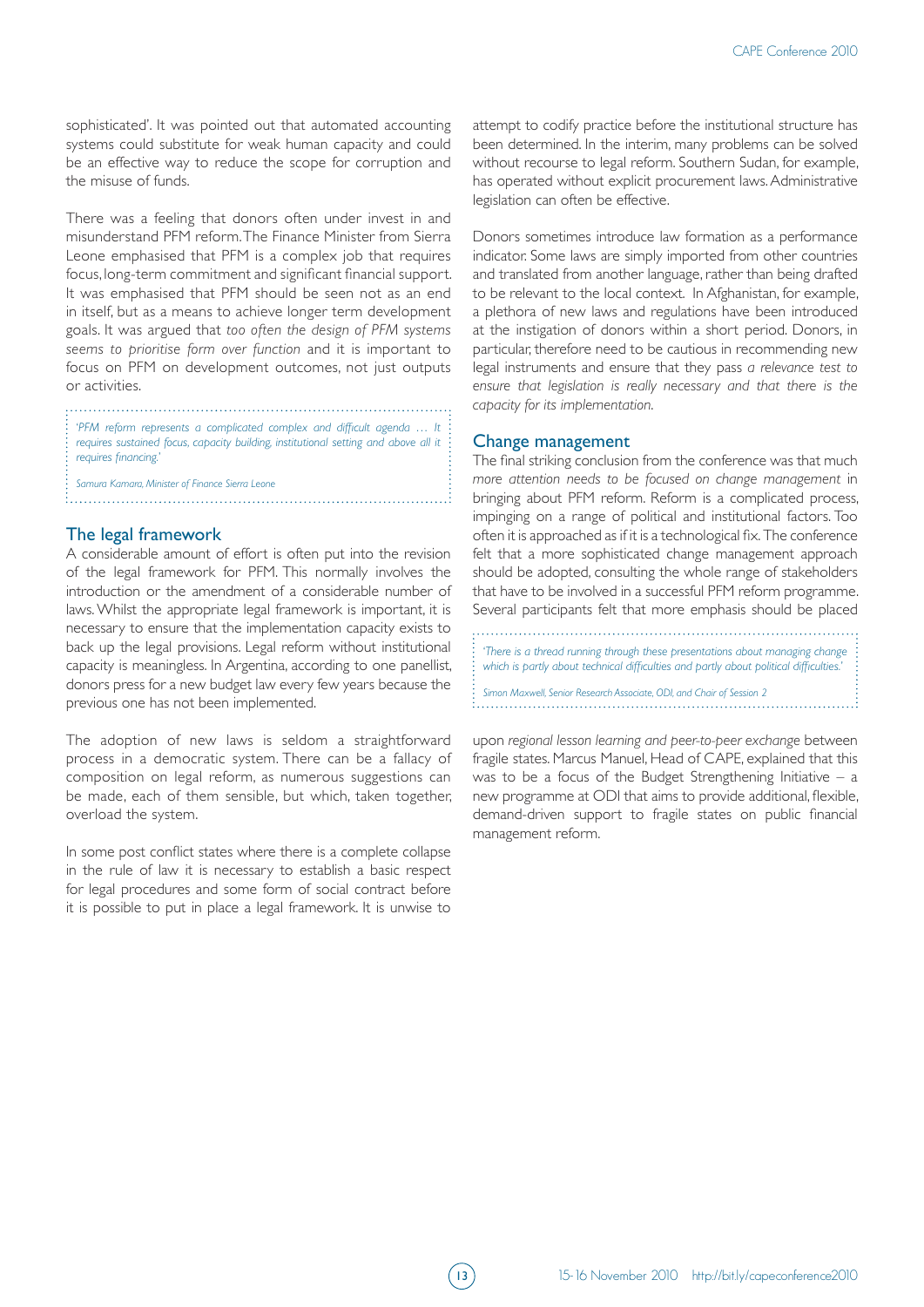sophisticated'. It was pointed out that automated accounting systems could substitute for weak human capacity and could be an effective way to reduce the scope for corruption and the misuse of funds.

There was a feeling that donors often under invest in and misunderstand PFM reform. The Finance Minister from Sierra Leone emphasised that PFM is a complex job that requires focus, long-term commitment and significant financial support. It was emphasised that PFM should be seen not as an end in itself, but as a means to achieve longer term development goals. It was argued that *too often the design of PFM systems seems to prioritise form over function* and it is important to focus on PFM on development outcomes, not just outputs or activities.

> *'PFM reform represents a complicated complex and difficult agenda … It requires sustained focus, capacity building, institutional setting and above all it requires financing.'*
>
> *Samura Kamara, Minister of Finance Sierra Leone*

## The legal framework

A considerable amount of effort is often put into the revision of the legal framework for PFM. This normally involves the introduction or the amendment of a considerable number of laws. Whilst the appropriate legal framework is important, it is necessary to ensure that the implementation capacity exists to back up the legal provisions. Legal reform without institutional capacity is meaningless. In Argentina, according to one panellist, donors press for a new budget law every few years because the previous one has not been implemented.

The adoption of new laws is seldom a straightforward process in a democratic system. There can be a fallacy of composition on legal reform, as numerous suggestions can be made, each of them sensible, but which, taken together, overload the system.

In some post conflict states where there is a complete collapse in the rule of law it is necessary to establish a basic respect for legal procedures and some form of social contract before it is possible to put in place a legal framework. It is unwise to attempt to codify practice before the institutional structure has been determined. In the interim, many problems can be solved without recourse to legal reform. Southern Sudan, for example, has operated without explicit procurement laws. Administrative legislation can often be effective.

Donors sometimes introduce law formation as a performance indicator. Some laws are simply imported from other countries and translated from another language, rather than being drafted to be relevant to the local context. In Afghanistan, for example, a plethora of new laws and regulations have been introduced at the instigation of donors within a short period. Donors, in particular, therefore need to be cautious in recommending new legal instruments and ensure that they pass *a relevance test to ensure that legislation is really necessary and that there is the capacity for its implementation.*

## Change management

The final striking conclusion from the conference was that much *more attention needs to be focused on change management* in bringing about PFM reform. Reform is a complicated process, impinging on a range of political and institutional factors. Too often it is approached as if it is a technological fix. The conference felt that a more sophisticated change management approach should be adopted, consulting the whole range of stakeholders that have to be involved in a successful PFM reform programme. Several participants felt that more emphasis should be placed upon *regional lesson learning and peer-to-peer exchange* between fragile states. Marcus Manuel, Head of CAPE, explained that this was to be a focus of the Budget Strengthening Initiative – a new programme at ODI that aims to provide additional, flexible, demand-driven support to fragile states on public financial management reform.

> *'There is a thread running through these presentations about managing change which is partly about technical difficulties and partly about political difficulties.'*
>
> *Simon Maxwell, Senior Research Associate, ODI, and Chair of Session 2*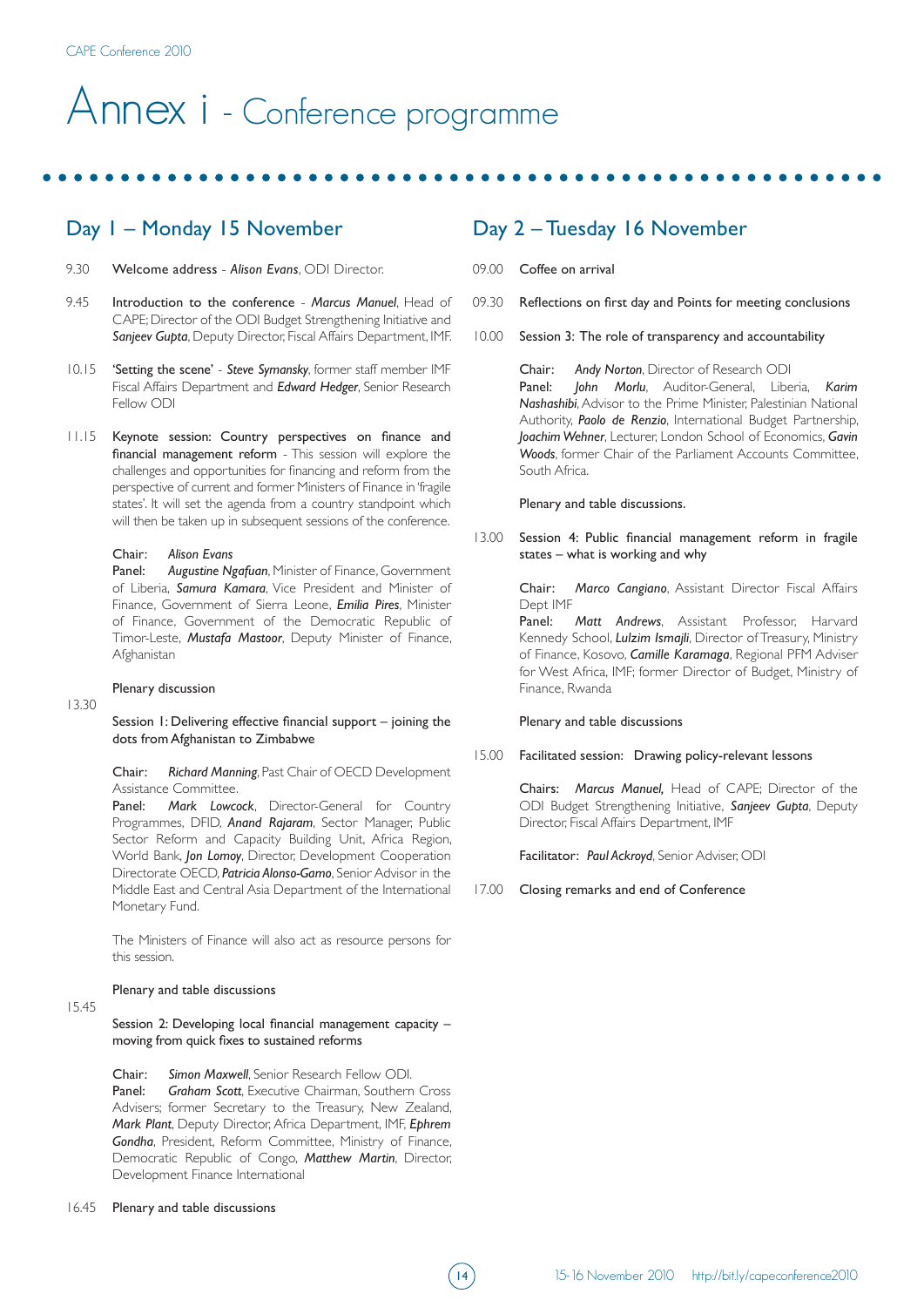# Annex i - Conference programme

## Day 1 – Monday 15 November

9.30 Welcome address - *Alison Evans*, ODI Director.

9.45 Introduction to the conference - *Marcus Manuel*, Head of CAPE; Director of the ODI Budget Strengthening Initiative and ***Sanjeev Gupta***, Deputy Director, Fiscal Affairs Department, IMF.

10.15 'Setting the scene' - ***Steve Symansky***, former staff member IMF Fiscal Affairs Department and ***Edward Hedger***, Senior Research Fellow ODI

11.15 Keynote session: Country perspectives on finance and financial management reform - This session will explore the challenges and opportunities for financing and reform from the perspective of current and former Ministers of Finance in 'fragile states'. It will set the agenda from a country standpoint which will then be taken up in subsequent sessions of the conference.

Chair: *Alison Evans*
Panel: ***Augustine Ngafuan***, Minister of Finance, Government of Liberia, ***Samura Kamara***, Vice President and Minister of Finance, Government of Sierra Leone, ***Emilia Pires***, Minister of Finance, Government of the Democratic Republic of Timor-Leste, ***Mustafa Mastoor***, Deputy Minister of Finance, Afghanistan

Plenary discussion

13.30 Session 1: Delivering effective financial support – joining the dots from Afghanistan to Zimbabwe

Chair: ***Richard Manning***, Past Chair of OECD Development Assistance Committee.
Panel: ***Mark Lowcock***, Director-General for Country Programmes, DFID, ***Anand Rajaram***, Sector Manager, Public Sector Reform and Capacity Building Unit, Africa Region, World Bank, ***Jon Lomoy***, Director, Development Cooperation Directorate OECD, ***Patricia Alonso-Gamo***, Senior Advisor in the Middle East and Central Asia Department of the International Monetary Fund.

The Ministers of Finance will also act as resource persons for this session.

Plenary and table discussions

15.45 Session 2: Developing local financial management capacity – moving from quick fixes to sustained reforms

Chair: ***Simon Maxwell***, Senior Research Fellow ODI.
Panel: ***Graham Scott***, Executive Chairman, Southern Cross Advisers; former Secretary to the Treasury, New Zealand, ***Mark Plant***, Deputy Director, Africa Department, IMF, ***Ephrem Gondha***, President, Reform Committee, Ministry of Finance, Democratic Republic of Congo, ***Matthew Martin***, Director, Development Finance International

16.45 Plenary and table discussions

## Day 2 – Tuesday 16 November

09.00 Coffee on arrival

09.30 Reflections on first day and Points for meeting conclusions

10.00 Session 3: The role of transparency and accountability

Chair: ***Andy Norton***, Director of Research ODI
Panel: ***John Morlu***, Auditor-General, Liberia, ***Karim Nashashibi***, Advisor to the Prime Minister, Palestinian National Authority, ***Paolo de Renzio***, International Budget Partnership, ***Joachim Wehner***, Lecturer, London School of Economics, ***Gavin Woods***, former Chair of the Parliament Accounts Committee, South Africa.

Plenary and table discussions.

13.00 Session 4: Public financial management reform in fragile states – what is working and why

Chair: ***Marco Cangiano***, Assistant Director Fiscal Affairs Dept IMF
Panel: ***Matt Andrews***, Assistant Professor, Harvard Kennedy School, ***Lulzim Ismajli***, Director of Treasury, Ministry of Finance, Kosovo, ***Camille Karamaga***, Regional PFM Adviser for West Africa, IMF; former Director of Budget, Ministry of Finance, Rwanda

Plenary and table discussions

15.00 Facilitated session: Drawing policy-relevant lessons

Chairs: ***Marcus Manuel,*** Head of CAPE; Director of the ODI Budget Strengthening Initiative, ***Sanjeev Gupta***, Deputy Director, Fiscal Affairs Department, IMF

Facilitator: ***Paul Ackroyd***, Senior Adviser, ODI

17.00 Closing remarks and end of Conference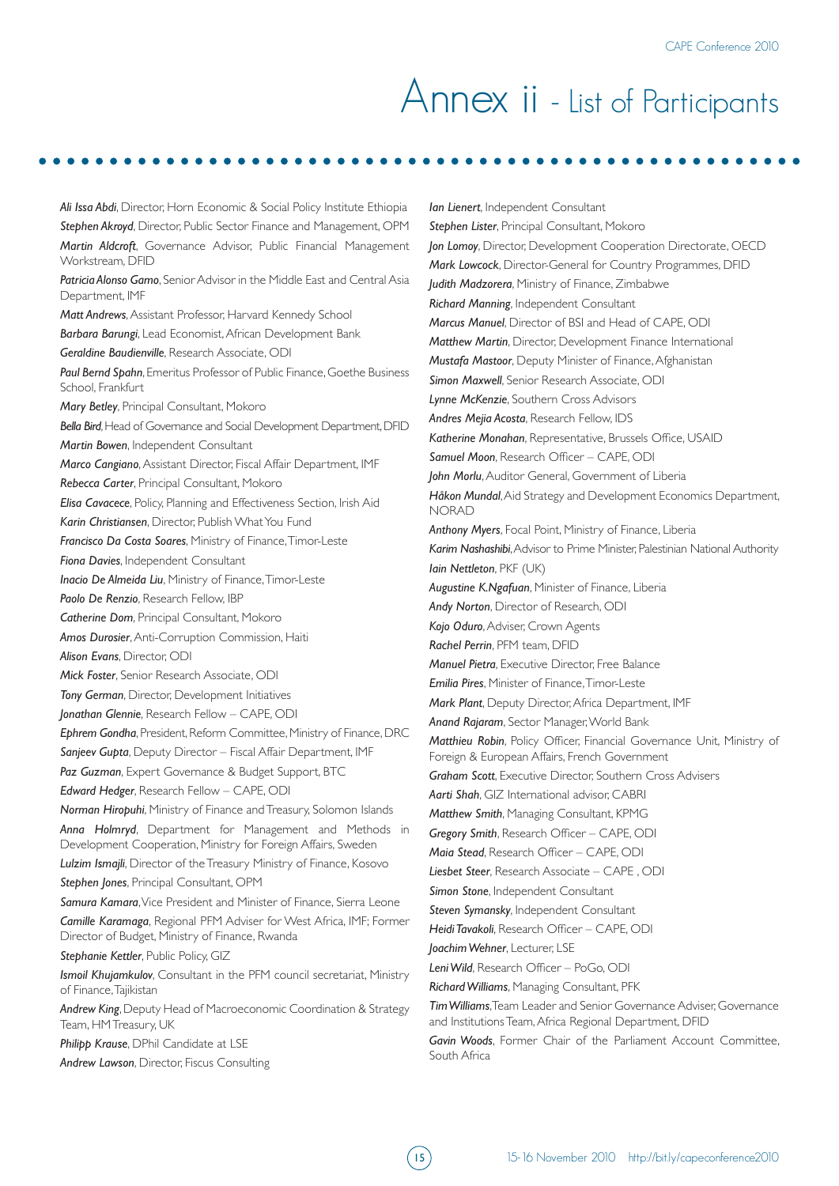# Annex ii - List of Participants

*Ali Issa Abdi*, Director, Horn Economic & Social Policy Institute Ethiopia

*Stephen Akroyd*, Director, Public Sector Finance and Management, OPM

*Martin Aldcroft*, Governance Advisor, Public Financial Management Workstream, DFID

*Patricia Alonso Gamo*, Senior Advisor in the Middle East and Central Asia Department, IMF

*Matt Andrews*, Assistant Professor, Harvard Kennedy School

*Barbara Barungi*, Lead Economist, African Development Bank

*Geraldine Baudienville*, Research Associate, ODI

*Paul Bernd Spahn*, Emeritus Professor of Public Finance, Goethe Business School, Frankfurt

*Mary Betley*, Principal Consultant, Mokoro

*Bella Bird*, Head of Governance and Social Development Department, DFID

*Martin Bowen*, Independent Consultant

*Marco Cangiano*, Assistant Director, Fiscal Affair Department, IMF

*Rebecca Carter*, Principal Consultant, Mokoro

*Elisa Cavacece*, Policy, Planning and Effectiveness Section, Irish Aid

*Karin Christiansen*, Director, Publish What You Fund

*Francisco Da Costa Soares*, Ministry of Finance, Timor-Leste

*Fiona Davies*, Independent Consultant

*Inacio De Almeida Liu*, Ministry of Finance, Timor-Leste

*Paolo De Renzio*, Research Fellow, IBP

*Catherine Dom*, Principal Consultant, Mokoro

*Amos Durosier*, Anti-Corruption Commission, Haiti

*Alison Evans*, Director, ODI

*Mick Foster*, Senior Research Associate, ODI

*Tony German*, Director, Development Initiatives

*Jonathan Glennie*, Research Fellow – CAPE, ODI

*Ephrem Gondha*, President, Reform Committee, Ministry of Finance, DRC

*Sanjeev Gupta*, Deputy Director – Fiscal Affair Department, IMF

*Paz Guzman*, Expert Governance & Budget Support, BTC

*Edward Hedger*, Research Fellow – CAPE, ODI

*Norman Hiropuhi*, Ministry of Finance and Treasury, Solomon Islands

*Anna Holmryd*, Department for Management and Methods in Development Cooperation, Ministry for Foreign Affairs, Sweden

*Lulzim Ismajli*, Director of the Treasury Ministry of Finance, Kosovo

*Stephen Jones*, Principal Consultant, OPM

*Samura Kamara*, Vice President and Minister of Finance, Sierra Leone

*Camille Karamaga*, Regional PFM Adviser for West Africa, IMF; Former Director of Budget, Ministry of Finance, Rwanda

*Stephanie Kettler*, Public Policy, GIZ

*Ismoil Khujamkulov*, Consultant in the PFM council secretariat, Ministry of Finance, Tajikistan

*Andrew King*, Deputy Head of Macroeconomic Coordination & Strategy Team, HM Treasury, UK

*Philipp Krause*, DPhil Candidate at LSE

*Andrew Lawson*, Director, Fiscus Consulting

*Ian Lienert*, Independent Consultant

*Stephen Lister*, Principal Consultant, Mokoro

*Jon Lomoy*, Director, Development Cooperation Directorate, OECD

*Mark Lowcock*, Director-General for Country Programmes, DFID

*Judith Madzorera*, Ministry of Finance, Zimbabwe

*Richard Manning*, Independent Consultant

*Marcus Manuel*, Director of BSI and Head of CAPE, ODI

*Matthew Martin*, Director, Development Finance International

*Mustafa Mastoor*, Deputy Minister of Finance, Afghanistan

*Simon Maxwell*, Senior Research Associate, ODI

*Lynne McKenzie*, Southern Cross Advisors

*Andres Mejia Acosta*, Research Fellow, IDS

*Katherine Monahan*, Representative, Brussels Office, USAID

*Samuel Moon*, Research Officer – CAPE, ODI

*John Morlu*, Auditor General, Government of Liberia

*Håkon Mundal*, Aid Strategy and Development Economics Department, NORAD

*Anthony Myers*, Focal Point, Ministry of Finance, Liberia

*Karim Nashashibi*, Advisor to Prime Minister, Palestinian National Authority

*Iain Nettleton*, PKF (UK)

*Augustine K.Ngafuan*, Minister of Finance, Liberia

*Andy Norton*, Director of Research, ODI

*Kojo Oduro*, Adviser, Crown Agents

*Rachel Perrin*, PFM team, DFID

*Manuel Pietra*, Executive Director, Free Balance

*Emilia Pires*, Minister of Finance, Timor-Leste

*Mark Plant*, Deputy Director, Africa Department, IMF

*Anand Rajaram*, Sector Manager, World Bank

*Matthieu Robin*, Policy Officer, Financial Governance Unit, Ministry of Foreign & European Affairs, French Government

*Graham Scott*, Executive Director, Southern Cross Advisers

*Aarti Shah*, GIZ International advisor, CABRI

*Matthew Smith*, Managing Consultant, KPMG

*Gregory Smith*, Research Officer – CAPE, ODI

*Maia Stead*, Research Officer – CAPE, ODI

*Liesbet Steer*, Research Associate – CAPE , ODI

*Simon Stone*, Independent Consultant

*Steven Symansky*, Independent Consultant

*Heidi Tavakoli*, Research Officer – CAPE, ODI

*Joachim Wehner*, Lecturer, LSE

*Leni Wild*, Research Officer – PoGo, ODI

*Richard Williams*, Managing Consultant, PFK

*Tim Williams*, Team Leader and Senior Governance Adviser, Governance and Institutions Team, Africa Regional Department, DFID

*Gavin Woods*, Former Chair of the Parliament Account Committee, South Africa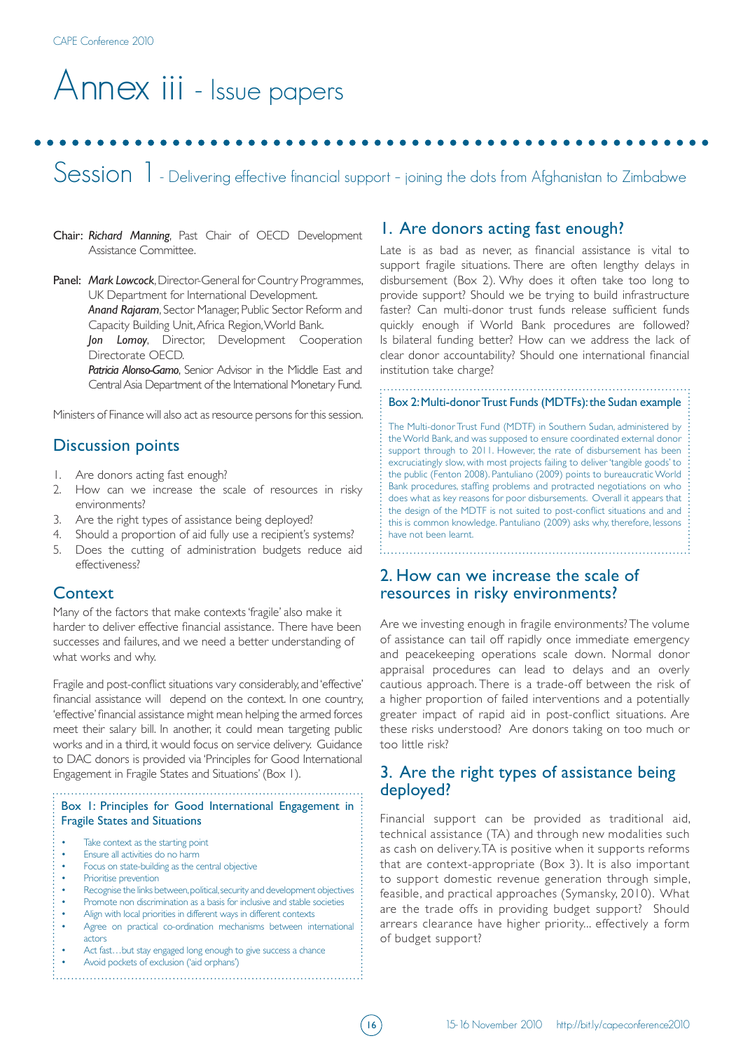# Annex iii - Issue papers

## Session 1 - Delivering effective financial support – joining the dots from Afghanistan to Zimbabwe

**Chair:** *Richard Manning*, Past Chair of OECD Development Assistance Committee.

**Panel:** *Mark Lowcock*, Director-General for Country Programmes, UK Department for International Development.
*Anand Rajaram*, Sector Manager, Public Sector Reform and Capacity Building Unit, Africa Region, World Bank.
*Jon Lomoy*, Director, Development Cooperation Directorate OECD.
*Patricia Alonso-Gamo*, Senior Advisor in the Middle East and Central Asia Department of the International Monetary Fund.

Ministers of Finance will also act as resource persons for this session.

### Discussion points

1. Are donors acting fast enough?
2. How can we increase the scale of resources in risky environments?
3. Are the right types of assistance being deployed?
4. Should a proportion of aid fully use a recipient's systems?
5. Does the cutting of administration budgets reduce aid effectiveness?

### Context

Many of the factors that make contexts 'fragile' also make it harder to deliver effective financial assistance. There have been successes and failures, and we need a better understanding of what works and why.

Fragile and post-conflict situations vary considerably, and 'effective' financial assistance will depend on the context. In one country, 'effective' financial assistance might mean helping the armed forces meet their salary bill. In another, it could mean targeting public works and in a third, it would focus on service delivery. Guidance to DAC donors is provided via 'Principles for Good International Engagement in Fragile States and Situations' (Box 1).

> **Box 1: Principles for Good International Engagement in Fragile States and Situations**
>
> - Take context as the starting point
> - Ensure all activities do no harm
> - Focus on state-building as the central objective
> - Prioritise prevention
> - Recognise the links between, political, security and development objectives
> - Promote non discrimination as a basis for inclusive and stable societies
> - Align with local priorities in different ways in different contexts
> - Agree on practical co-ordination mechanisms between international actors
> - Act fast…but stay engaged long enough to give success a chance
> - Avoid pockets of exclusion ('aid orphans')

### 1. Are donors acting fast enough?

Late is as bad as never, as financial assistance is vital to support fragile situations. There are often lengthy delays in disbursement (Box 2). Why does it often take too long to provide support? Should we be trying to build infrastructure faster? Can multi-donor trust funds release sufficient funds quickly enough if World Bank procedures are followed? Is bilateral funding better? How can we address the lack of clear donor accountability? Should one international financial institution take charge?

> **Box 2: Multi-donor Trust Funds (MDTFs): the Sudan example**
>
> The Multi-donor Trust Fund (MDTF) in Southern Sudan, administered by the World Bank, and was supposed to ensure coordinated external donor support through to 2011. However, the rate of disbursement has been excruciatingly slow, with most projects failing to deliver 'tangible goods' to the public (Fenton 2008). Pantuliano (2009) points to bureaucratic World Bank procedures, staffing problems and protracted negotiations on who does what as key reasons for poor disbursements. Overall it appears that the design of the MDTF is not suited to post-conflict situations and and this is common knowledge. Pantuliano (2009) asks why, therefore, lessons have not been learnt.

### 2. How can we increase the scale of resources in risky environments?

Are we investing enough in fragile environments? The volume of assistance can tail off rapidly once immediate emergency and peacekeeping operations scale down. Normal donor appraisal procedures can lead to delays and an overly cautious approach. There is a trade-off between the risk of a higher proportion of failed interventions and a potentially greater impact of rapid aid in post-conflict situations. Are these risks understood? Are donors taking on too much or too little risk?

### 3. Are the right types of assistance being deployed?

Financial support can be provided as traditional aid, technical assistance (TA) and through new modalities such as cash on delivery. TA is positive when it supports reforms that are context-appropriate (Box 3). It is also important to support domestic revenue generation through simple, feasible, and practical approaches (Symansky, 2010). What are the trade offs in providing budget support? Should arrears clearance have higher priority... effectively a form of budget support?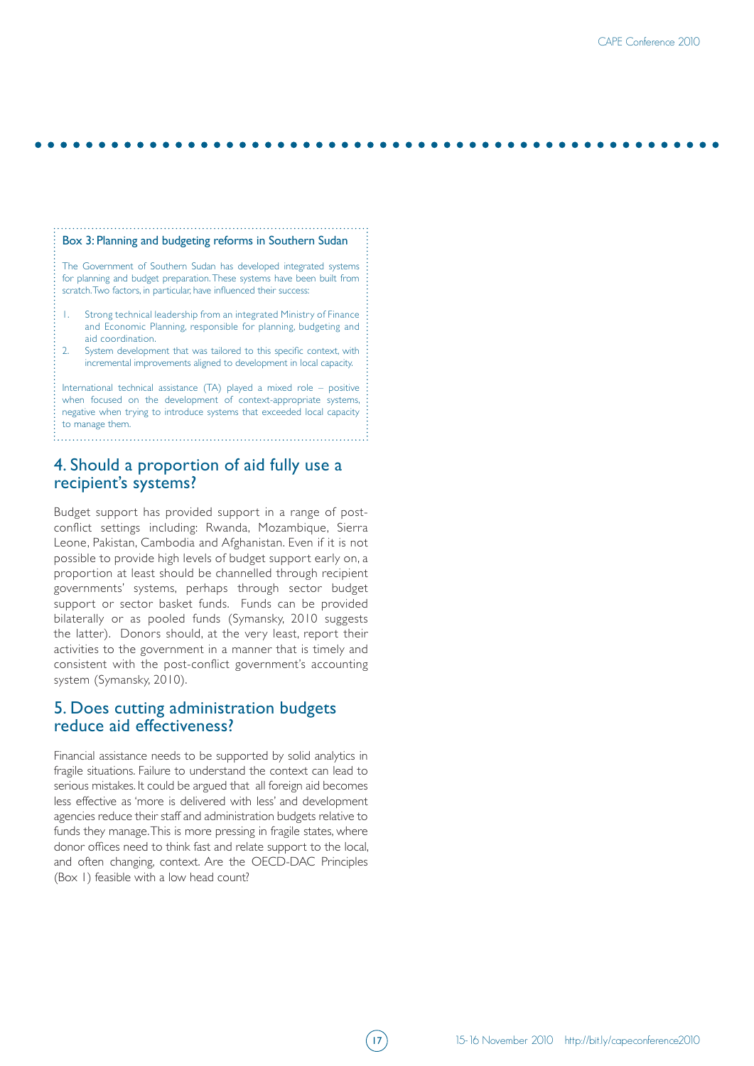### Box 3: Planning and budgeting reforms in Southern Sudan

The Government of Southern Sudan has developed integrated systems for planning and budget preparation. These systems have been built from scratch. Two factors, in particular, have influenced their success:

1. Strong technical leadership from an integrated Ministry of Finance and Economic Planning, responsible for planning, budgeting and aid coordination.
2. System development that was tailored to this specific context, with incremental improvements aligned to development in local capacity.

International technical assistance (TA) played a mixed role – positive when focused on the development of context-appropriate systems, negative when trying to introduce systems that exceeded local capacity to manage them.

## 4. Should a proportion of aid fully use a recipient's systems?

Budget support has provided support in a range of post-conflict settings including: Rwanda, Mozambique, Sierra Leone, Pakistan, Cambodia and Afghanistan. Even if it is not possible to provide high levels of budget support early on, a proportion at least should be channelled through recipient governments' systems, perhaps through sector budget support or sector basket funds. Funds can be provided bilaterally or as pooled funds (Symansky, 2010 suggests the latter). Donors should, at the very least, report their activities to the government in a manner that is timely and consistent with the post-conflict government's accounting system (Symansky, 2010).

## 5. Does cutting administration budgets reduce aid effectiveness?

Financial assistance needs to be supported by solid analytics in fragile situations. Failure to understand the context can lead to serious mistakes. It could be argued that all foreign aid becomes less effective as 'more is delivered with less' and development agencies reduce their staff and administration budgets relative to funds they manage. This is more pressing in fragile states, where donor offices need to think fast and relate support to the local, and often changing, context. Are the OECD-DAC Principles (Box 1) feasible with a low head count?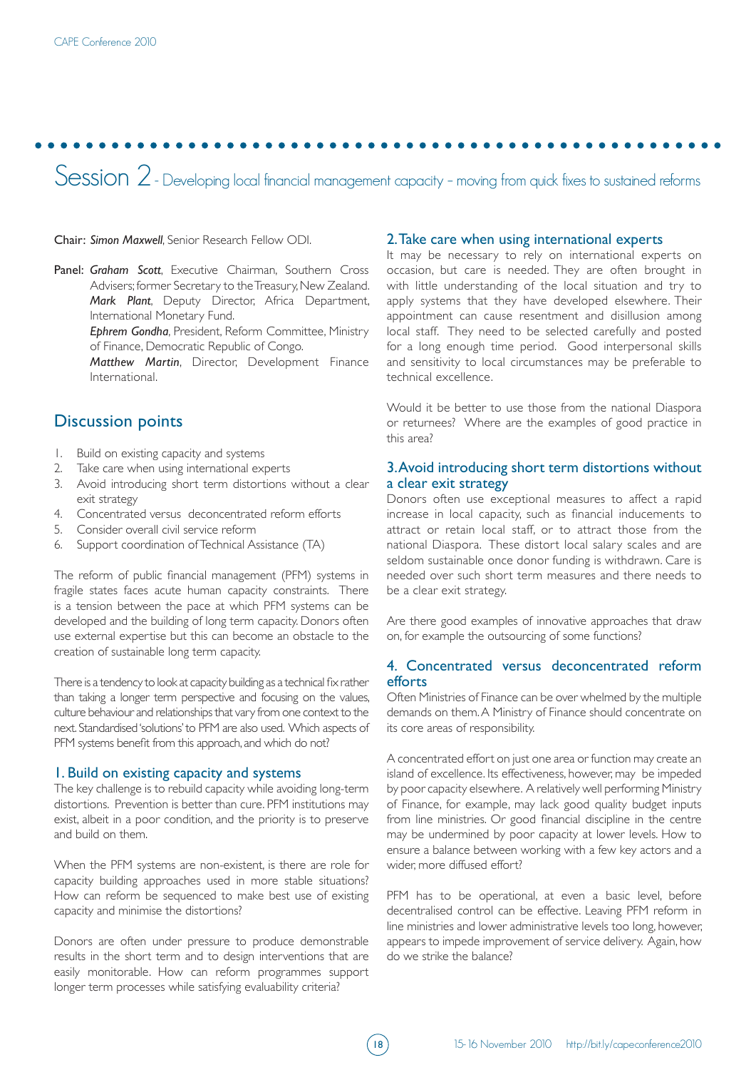# Session 2 - Developing local financial management capacity – moving from quick fixes to sustained reforms

Chair: *Simon Maxwell*, Senior Research Fellow ODI.

Panel: *Graham Scott*, Executive Chairman, Southern Cross Advisers; former Secretary to the Treasury, New Zealand.
*Mark Plant*, Deputy Director, Africa Department, International Monetary Fund.
*Ephrem Gondha*, President, Reform Committee, Ministry of Finance, Democratic Republic of Congo.
*Matthew Martin*, Director, Development Finance International.

## Discussion points

1. Build on existing capacity and systems
2. Take care when using international experts
3. Avoid introducing short term distortions without a clear exit strategy
4. Concentrated versus deconcentrated reform efforts
5. Consider overall civil service reform
6. Support coordination of Technical Assistance (TA)

The reform of public financial management (PFM) systems in fragile states faces acute human capacity constraints. There is a tension between the pace at which PFM systems can be developed and the building of long term capacity. Donors often use external expertise but this can become an obstacle to the creation of sustainable long term capacity.

There is a tendency to look at capacity building as a technical fix rather than taking a longer term perspective and focusing on the values, culture behaviour and relationships that vary from one context to the next. Standardised 'solutions' to PFM are also used. Which aspects of PFM systems benefit from this approach, and which do not?

### 1. Build on existing capacity and systems

The key challenge is to rebuild capacity while avoiding long-term distortions. Prevention is better than cure. PFM institutions may exist, albeit in a poor condition, and the priority is to preserve and build on them.

When the PFM systems are non-existent, is there are role for capacity building approaches used in more stable situations? How can reform be sequenced to make best use of existing capacity and minimise the distortions?

Donors are often under pressure to produce demonstrable results in the short term and to design interventions that are easily monitorable. How can reform programmes support longer term processes while satisfying evaluability criteria?

### 2. Take care when using international experts

It may be necessary to rely on international experts on occasion, but care is needed. They are often brought in with little understanding of the local situation and try to apply systems that they have developed elsewhere. Their appointment can cause resentment and disillusion among local staff. They need to be selected carefully and posted for a long enough time period. Good interpersonal skills and sensitivity to local circumstances may be preferable to technical excellence.

Would it be better to use those from the national Diaspora or returnees? Where are the examples of good practice in this area?

### 3. Avoid introducing short term distortions without a clear exit strategy

Donors often use exceptional measures to affect a rapid increase in local capacity, such as financial inducements to attract or retain local staff, or to attract those from the national Diaspora. These distort local salary scales and are seldom sustainable once donor funding is withdrawn. Care is needed over such short term measures and there needs to be a clear exit strategy.

Are there good examples of innovative approaches that draw on, for example the outsourcing of some functions?

### 4. Concentrated versus deconcentrated reform efforts

Often Ministries of Finance can be over whelmed by the multiple demands on them. A Ministry of Finance should concentrate on its core areas of responsibility.

A concentrated effort on just one area or function may create an island of excellence. Its effectiveness, however, may be impeded by poor capacity elsewhere. A relatively well performing Ministry of Finance, for example, may lack good quality budget inputs from line ministries. Or good financial discipline in the centre may be undermined by poor capacity at lower levels. How to ensure a balance between working with a few key actors and a wider, more diffused effort?

PFM has to be operational, at even a basic level, before decentralised control can be effective. Leaving PFM reform in line ministries and lower administrative levels too long, however, appears to impede improvement of service delivery. Again, how do we strike the balance?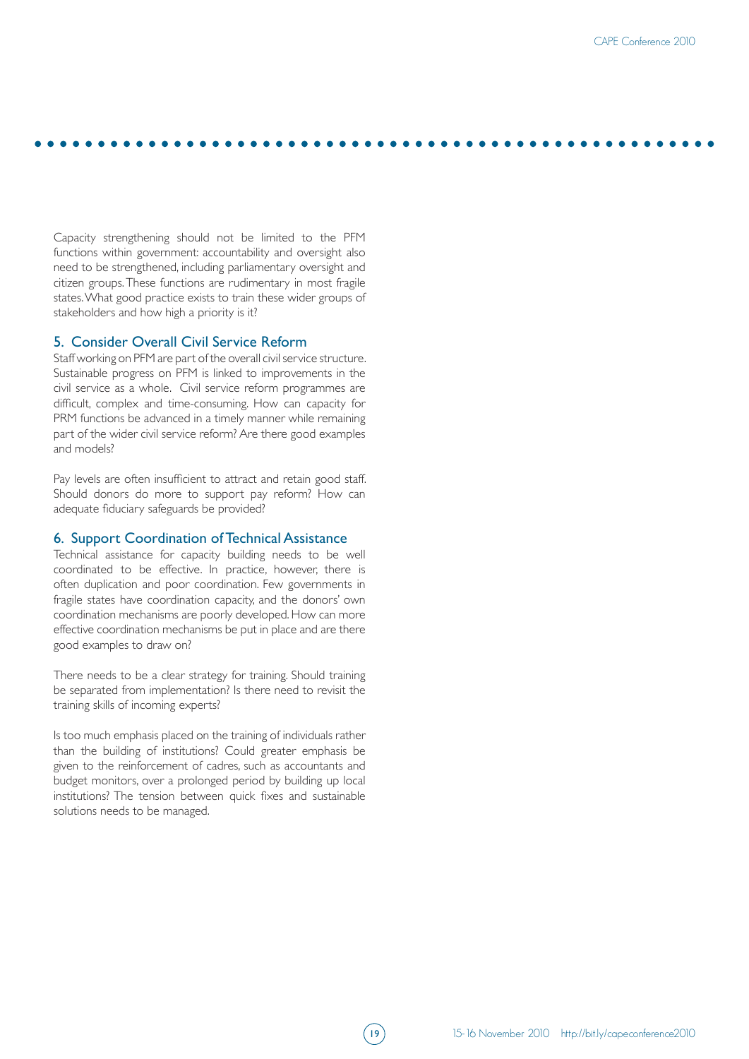Capacity strengthening should not be limited to the PFM functions within government: accountability and oversight also need to be strengthened, including parliamentary oversight and citizen groups. These functions are rudimentary in most fragile states. What good practice exists to train these wider groups of stakeholders and how high a priority is it?

## 5. Consider Overall Civil Service Reform

Staff working on PFM are part of the overall civil service structure. Sustainable progress on PFM is linked to improvements in the civil service as a whole. Civil service reform programmes are difficult, complex and time-consuming. How can capacity for PRM functions be advanced in a timely manner while remaining part of the wider civil service reform? Are there good examples and models?

Pay levels are often insufficient to attract and retain good staff. Should donors do more to support pay reform? How can adequate fiduciary safeguards be provided?

## 6. Support Coordination of Technical Assistance

Technical assistance for capacity building needs to be well coordinated to be effective. In practice, however, there is often duplication and poor coordination. Few governments in fragile states have coordination capacity, and the donors' own coordination mechanisms are poorly developed. How can more effective coordination mechanisms be put in place and are there good examples to draw on?

There needs to be a clear strategy for training. Should training be separated from implementation? Is there need to revisit the training skills of incoming experts?

Is too much emphasis placed on the training of individuals rather than the building of institutions? Could greater emphasis be given to the reinforcement of cadres, such as accountants and budget monitors, over a prolonged period by building up local institutions? The tension between quick fixes and sustainable solutions needs to be managed.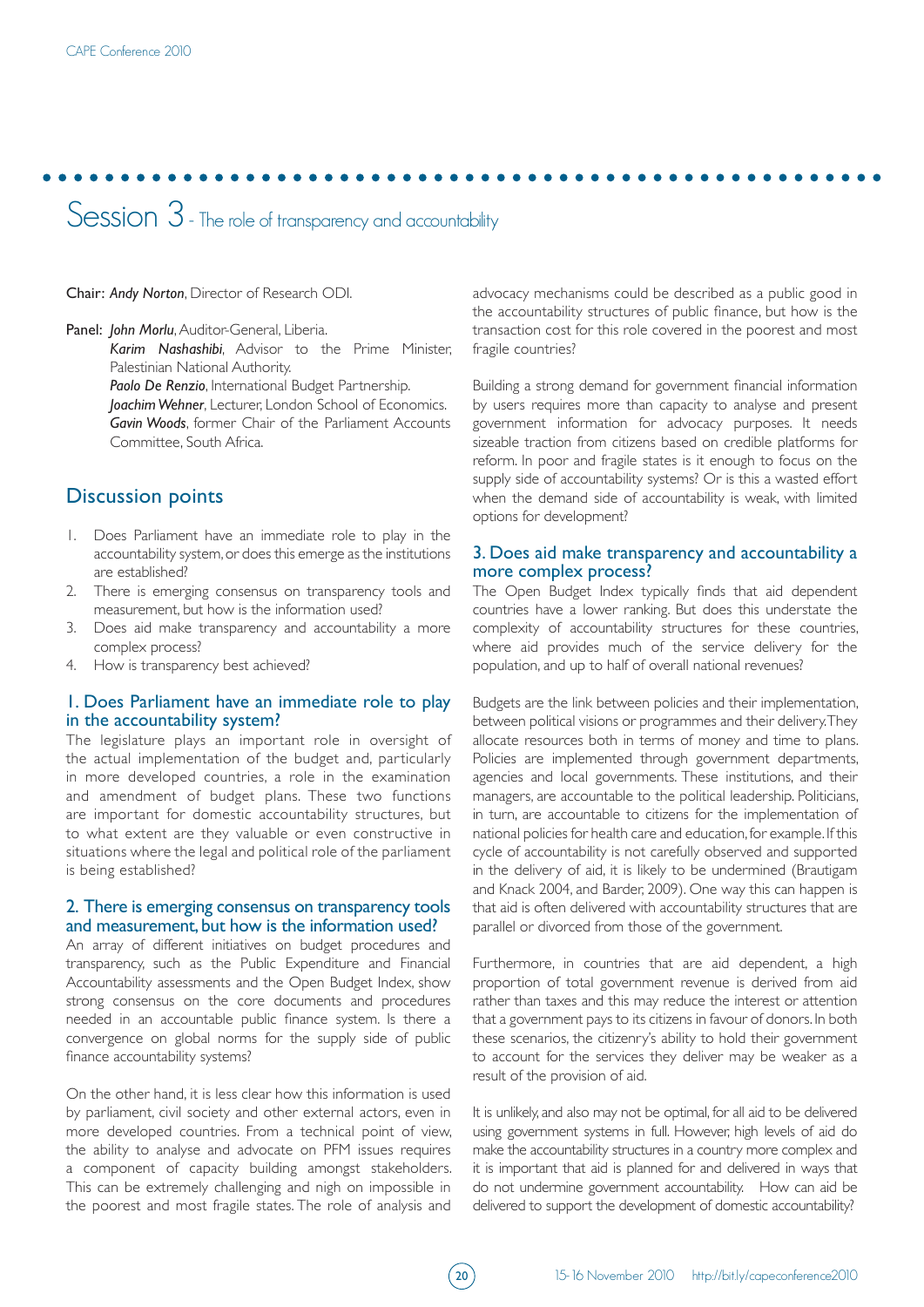# Session 3 - The role of transparency and accountability

**Chair:** ***Andy Norton***, Director of Research ODI.

**Panel:** ***John Morlu***, Auditor-General, Liberia.
***Karim Nashashibi***, Advisor to the Prime Minister, Palestinian National Authority.
***Paolo De Renzio***, International Budget Partnership.
***Joachim Wehner***, Lecturer, London School of Economics.
***Gavin Woods***, former Chair of the Parliament Accounts Committee, South Africa.

## Discussion points

1. Does Parliament have an immediate role to play in the accountability system, or does this emerge as the institutions are established?
2. There is emerging consensus on transparency tools and measurement, but how is the information used?
3. Does aid make transparency and accountability a more complex process?
4. How is transparency best achieved?

### 1. Does Parliament have an immediate role to play in the accountability system?

The legislature plays an important role in oversight of the actual implementation of the budget and, particularly in more developed countries, a role in the examination and amendment of budget plans. These two functions are important for domestic accountability structures, but to what extent are they valuable or even constructive in situations where the legal and political role of the parliament is being established?

### 2. There is emerging consensus on transparency tools and measurement, but how is the information used?

An array of different initiatives on budget procedures and transparency, such as the Public Expenditure and Financial Accountability assessments and the Open Budget Index, show strong consensus on the core documents and procedures needed in an accountable public finance system. Is there a convergence on global norms for the supply side of public finance accountability systems?

On the other hand, it is less clear how this information is used by parliament, civil society and other external actors, even in more developed countries. From a technical point of view, the ability to analyse and advocate on PFM issues requires a component of capacity building amongst stakeholders. This can be extremely challenging and nigh on impossible in the poorest and most fragile states. The role of analysis and advocacy mechanisms could be described as a public good in the accountability structures of public finance, but how is the transaction cost for this role covered in the poorest and most fragile countries?

Building a strong demand for government financial information by users requires more than capacity to analyse and present government information for advocacy purposes. It needs sizeable traction from citizens based on credible platforms for reform. In poor and fragile states is it enough to focus on the supply side of accountability systems? Or is this a wasted effort when the demand side of accountability is weak, with limited options for development?

### 3. Does aid make transparency and accountability a more complex process?

The Open Budget Index typically finds that aid dependent countries have a lower ranking. But does this understate the complexity of accountability structures for these countries, where aid provides much of the service delivery for the population, and up to half of overall national revenues?

Budgets are the link between policies and their implementation, between political visions or programmes and their delivery. They allocate resources both in terms of money and time to plans. Policies are implemented through government departments, agencies and local governments. These institutions, and their managers, are accountable to the political leadership. Politicians, in turn, are accountable to citizens for the implementation of national policies for health care and education, for example. If this cycle of accountability is not carefully observed and supported in the delivery of aid, it is likely to be undermined (Brautigam and Knack 2004, and Barder, 2009). One way this can happen is that aid is often delivered with accountability structures that are parallel or divorced from those of the government.

Furthermore, in countries that are aid dependent, a high proportion of total government revenue is derived from aid rather than taxes and this may reduce the interest or attention that a government pays to its citizens in favour of donors. In both these scenarios, the citizenry's ability to hold their government to account for the services they deliver may be weaker as a result of the provision of aid.

It is unlikely, and also may not be optimal, for all aid to be delivered using government systems in full. However, high levels of aid do make the accountability structures in a country more complex and it is important that aid is planned for and delivered in ways that do not undermine government accountability. How can aid be delivered to support the development of domestic accountability?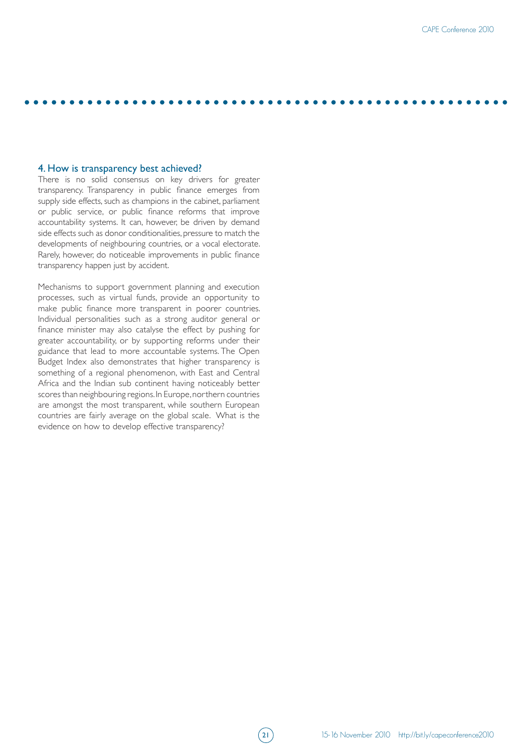## 4. How is transparency best achieved?

There is no solid consensus on key drivers for greater transparency. Transparency in public finance emerges from supply side effects, such as champions in the cabinet, parliament or public service, or public finance reforms that improve accountability systems. It can, however, be driven by demand side effects such as donor conditionalities, pressure to match the developments of neighbouring countries, or a vocal electorate. Rarely, however, do noticeable improvements in public finance transparency happen just by accident.

Mechanisms to support government planning and execution processes, such as virtual funds, provide an opportunity to make public finance more transparent in poorer countries. Individual personalities such as a strong auditor general or finance minister may also catalyse the effect by pushing for greater accountability, or by supporting reforms under their guidance that lead to more accountable systems. The Open Budget Index also demonstrates that higher transparency is something of a regional phenomenon, with East and Central Africa and the Indian sub continent having noticeably better scores than neighbouring regions. In Europe, northern countries are amongst the most transparent, while southern European countries are fairly average on the global scale. What is the evidence on how to develop effective transparency?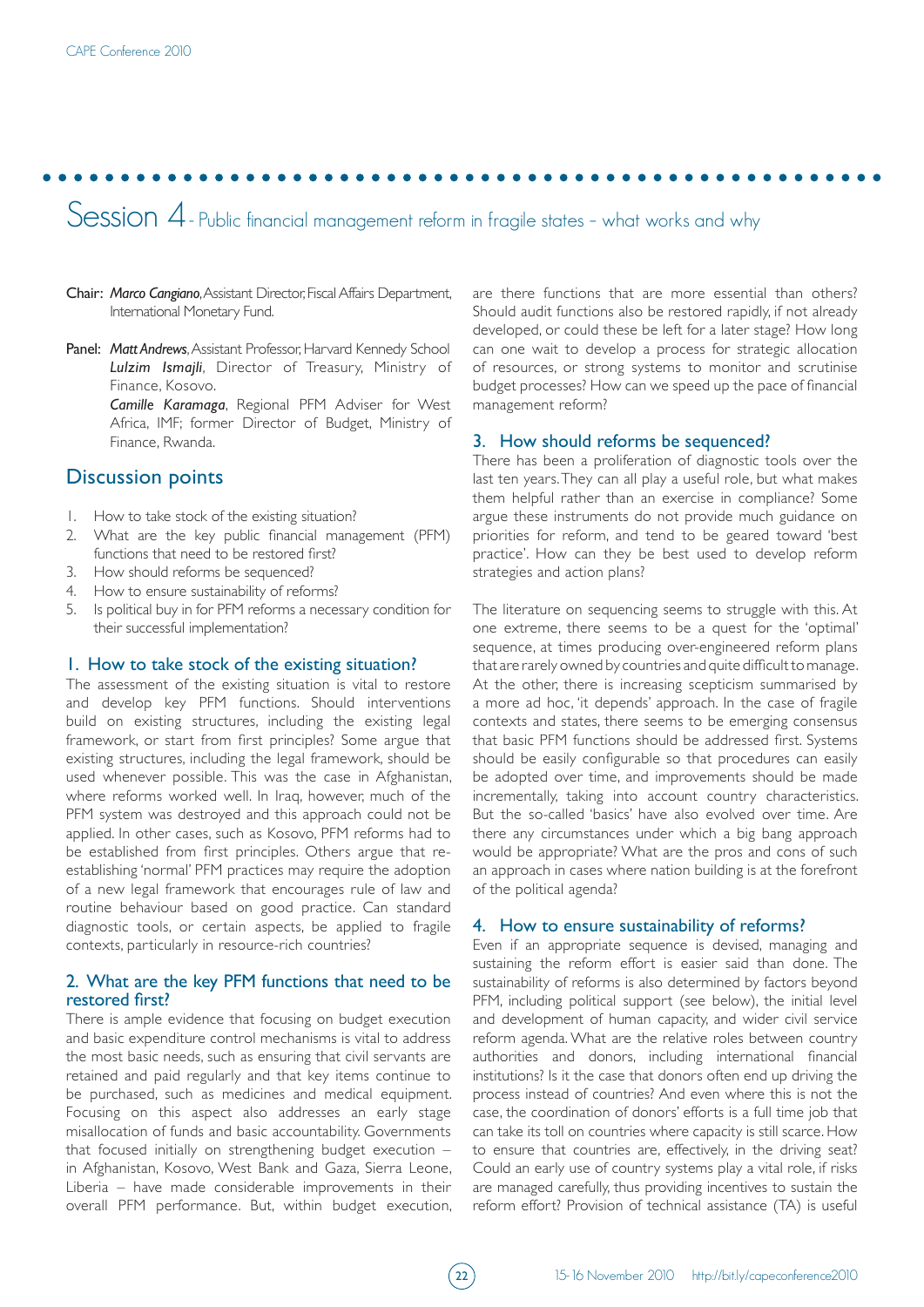# Session 4 - Public financial management reform in fragile states – what works and why

**Chair:** *Marco Cangiano*, Assistant Director, Fiscal Affairs Department, International Monetary Fund.

**Panel:** *Matt Andrews*, Assistant Professor, Harvard Kennedy School
*Lulzim Ismajli*, Director of Treasury, Ministry of Finance, Kosovo.
*Camille Karamaga*, Regional PFM Adviser for West Africa, IMF; former Director of Budget, Ministry of Finance, Rwanda.

## Discussion points

1. How to take stock of the existing situation?
2. What are the key public financial management (PFM) functions that need to be restored first?
3. How should reforms be sequenced?
4. How to ensure sustainability of reforms?
5. Is political buy in for PFM reforms a necessary condition for their successful implementation?

### 1. How to take stock of the existing situation?

The assessment of the existing situation is vital to restore and develop key PFM functions. Should interventions build on existing structures, including the existing legal framework, or start from first principles? Some argue that existing structures, including the legal framework, should be used whenever possible. This was the case in Afghanistan, where reforms worked well. In Iraq, however, much of the PFM system was destroyed and this approach could not be applied. In other cases, such as Kosovo, PFM reforms had to be established from first principles. Others argue that re-establishing 'normal' PFM practices may require the adoption of a new legal framework that encourages rule of law and routine behaviour based on good practice. Can standard diagnostic tools, or certain aspects, be applied to fragile contexts, particularly in resource-rich countries?

### 2. What are the key PFM functions that need to be restored first?

There is ample evidence that focusing on budget execution and basic expenditure control mechanisms is vital to address the most basic needs, such as ensuring that civil servants are retained and paid regularly and that key items continue to be purchased, such as medicines and medical equipment. Focusing on this aspect also addresses an early stage misallocation of funds and basic accountability. Governments that focused initially on strengthening budget execution – in Afghanistan, Kosovo, West Bank and Gaza, Sierra Leone, Liberia – have made considerable improvements in their overall PFM performance. But, within budget execution, are there functions that are more essential than others? Should audit functions also be restored rapidly, if not already developed, or could these be left for a later stage? How long can one wait to develop a process for strategic allocation of resources, or strong systems to monitor and scrutinise budget processes? How can we speed up the pace of financial management reform?

### 3. How should reforms be sequenced?

There has been a proliferation of diagnostic tools over the last ten years. They can all play a useful role, but what makes them helpful rather than an exercise in compliance? Some argue these instruments do not provide much guidance on priorities for reform, and tend to be geared toward 'best practice'. How can they be best used to develop reform strategies and action plans?

The literature on sequencing seems to struggle with this. At one extreme, there seems to be a quest for the 'optimal' sequence, at times producing over-engineered reform plans that are rarely owned by countries and quite difficult to manage. At the other, there is increasing scepticism summarised by a more ad hoc, 'it depends' approach. In the case of fragile contexts and states, there seems to be emerging consensus that basic PFM functions should be addressed first. Systems should be easily configurable so that procedures can easily be adopted over time, and improvements should be made incrementally, taking into account country characteristics. But the so-called 'basics' have also evolved over time. Are there any circumstances under which a big bang approach would be appropriate? What are the pros and cons of such an approach in cases where nation building is at the forefront of the political agenda?

### 4. How to ensure sustainability of reforms?

Even if an appropriate sequence is devised, managing and sustaining the reform effort is easier said than done. The sustainability of reforms is also determined by factors beyond PFM, including political support (see below), the initial level and development of human capacity, and wider civil service reform agenda. What are the relative roles between country authorities and donors, including international financial institutions? Is it the case that donors often end up driving the process instead of countries? And even where this is not the case, the coordination of donors' efforts is a full time job that can take its toll on countries where capacity is still scarce. How to ensure that countries are, effectively, in the driving seat? Could an early use of country systems play a vital role, if risks are managed carefully, thus providing incentives to sustain the reform effort? Provision of technical assistance (TA) is useful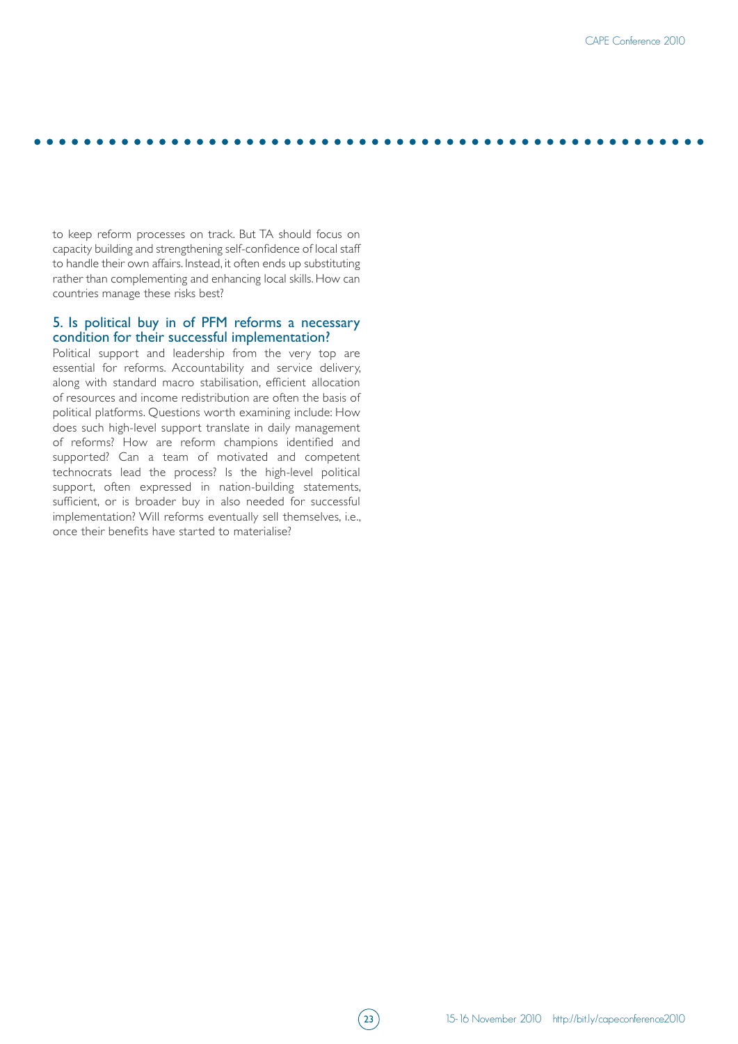to keep reform processes on track. But TA should focus on capacity building and strengthening self-confidence of local staff to handle their own affairs. Instead, it often ends up substituting rather than complementing and enhancing local skills. How can countries manage these risks best?

### 5. Is political buy in of PFM reforms a necessary condition for their successful implementation?

Political support and leadership from the very top are essential for reforms. Accountability and service delivery, along with standard macro stabilisation, efficient allocation of resources and income redistribution are often the basis of political platforms. Questions worth examining include: How does such high-level support translate in daily management of reforms? How are reform champions identified and supported? Can a team of motivated and competent technocrats lead the process? Is the high-level political support, often expressed in nation-building statements, sufficient, or is broader buy in also needed for successful implementation? Will reforms eventually sell themselves, i.e., once their benefits have started to materialise?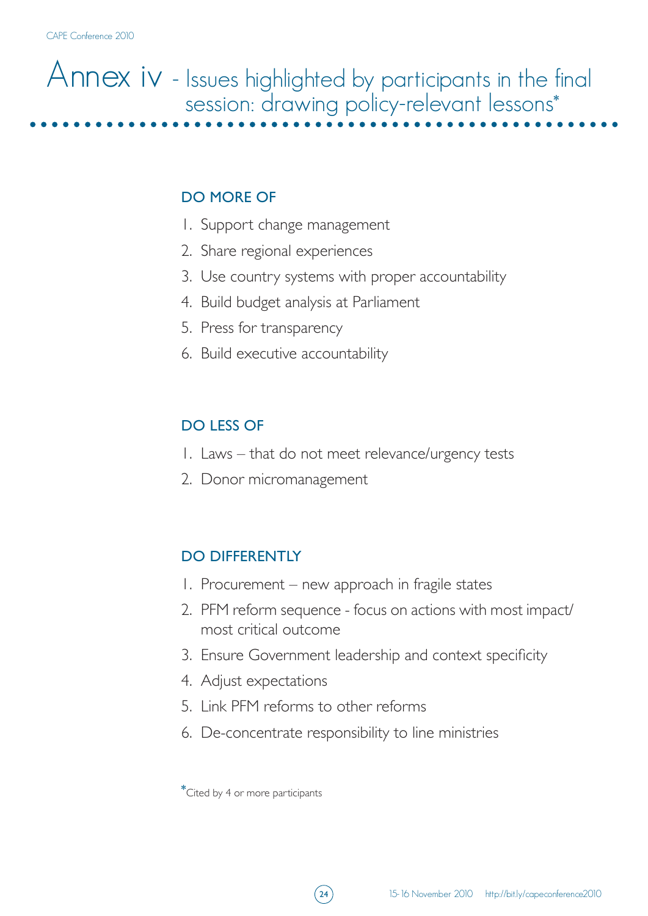# Annex iv - Issues highlighted by participants in the final session: drawing policy-relevant lessons*

## DO MORE OF

1. Support change management
2. Share regional experiences
3. Use country systems with proper accountability
4. Build budget analysis at Parliament
5. Press for transparency
6. Build executive accountability

## DO LESS OF

1. Laws – that do not meet relevance/urgency tests
2. Donor micromanagement

## DO DIFFERENTLY

1. Procurement – new approach in fragile states
2. PFM reform sequence - focus on actions with most impact/ most critical outcome
3. Ensure Government leadership and context specificity
4. Adjust expectations
5. Link PFM reforms to other reforms
6. De-concentrate responsibility to line ministries

*Cited by 4 or more participants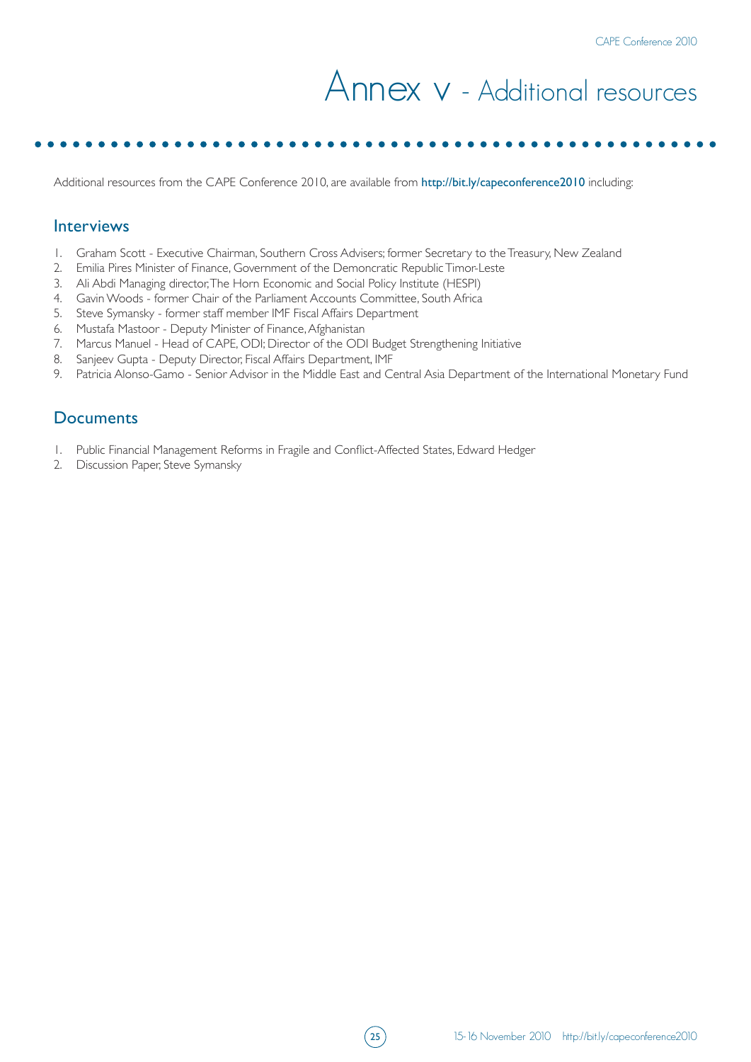# Annex v - Additional resources

Additional resources from the CAPE Conference 2010, are available from **http://bit.ly/capeconference2010** including:

## Interviews

1. Graham Scott - Executive Chairman, Southern Cross Advisers; former Secretary to the Treasury, New Zealand
2. Emilia Pires Minister of Finance, Government of the Demoncratic Republic Timor-Leste
3. Ali Abdi Managing director, The Horn Economic and Social Policy Institute (HESPI)
4. Gavin Woods - former Chair of the Parliament Accounts Committee, South Africa
5. Steve Symansky - former staff member IMF Fiscal Affairs Department
6. Mustafa Mastoor - Deputy Minister of Finance, Afghanistan
7. Marcus Manuel - Head of CAPE, ODI; Director of the ODI Budget Strengthening Initiative
8. Sanjeev Gupta - Deputy Director, Fiscal Affairs Department, IMF
9. Patricia Alonso-Gamo - Senior Advisor in the Middle East and Central Asia Department of the International Monetary Fund

## Documents

1. Public Financial Management Reforms in Fragile and Conflict-Affected States, Edward Hedger
2. Discussion Paper, Steve Symansky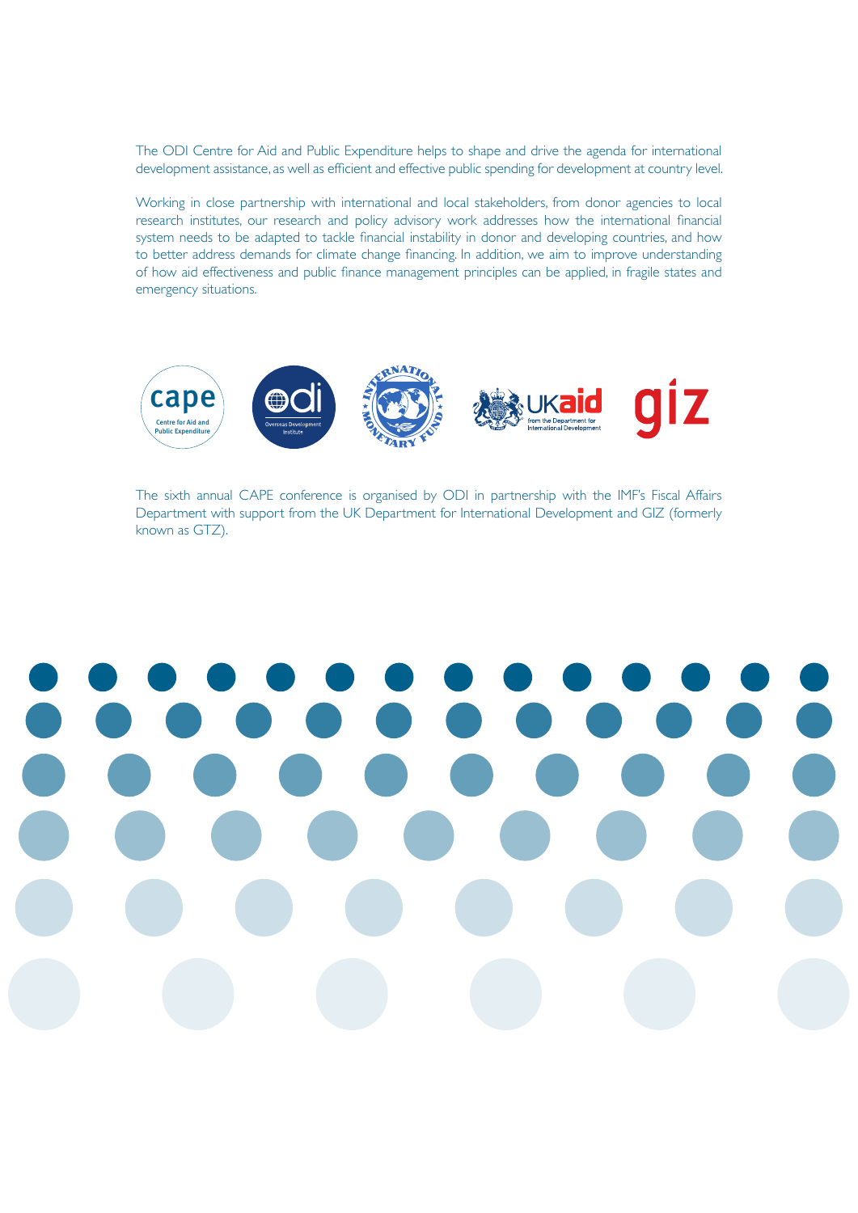The ODI Centre for Aid and Public Expenditure helps to shape and drive the agenda for international development assistance, as well as efficient and effective public spending for development at country level.

Working in close partnership with international and local stakeholders, from donor agencies to local research institutes, our research and policy advisory work addresses how the international financial system needs to be adapted to tackle financial instability in donor and developing countries, and how to better address demands for climate change financing. In addition, we aim to improve understanding of how aid effectiveness and public finance management principles can be applied, in fragile states and emergency situations.

The sixth annual CAPE conference is organised by ODI in partnership with the IMF's Fiscal Affairs Department with support from the UK Department for International Development and GIZ (formerly known as GTZ).